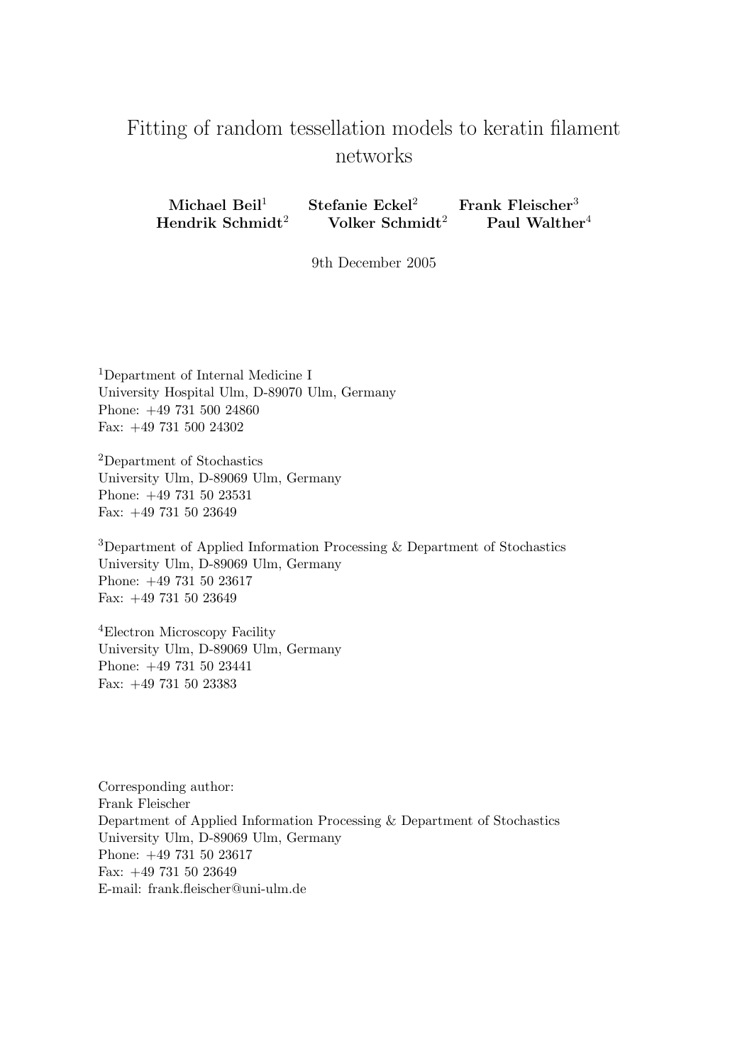# Fitting of random tessellation models to keratin filament networks

**Michael Beil**[1] **Stefanie Eckel**[2] **Frank Fleischer**[3]
**Hendrik Schmidt**[2] **Volker Schmidt**[2] **Paul Walther**[4]

9th December 2005

[1]Department of Internal Medicine I
University Hospital Ulm, D-89070 Ulm, Germany
Phone: +49 731 500 24860
Fax: +49 731 500 24302

[2]Department of Stochastics
University Ulm, D-89069 Ulm, Germany
Phone: +49 731 50 23531
Fax: +49 731 50 23649

[3]Department of Applied Information Processing & Department of Stochastics
University Ulm, D-89069 Ulm, Germany
Phone: +49 731 50 23617
Fax: +49 731 50 23649

[4]Electron Microscopy Facility
University Ulm, D-89069 Ulm, Germany
Phone: +49 731 50 23441
Fax: +49 731 50 23383

Corresponding author:
Frank Fleischer
Department of Applied Information Processing & Department of Stochastics
University Ulm, D-89069 Ulm, Germany
Phone: +49 731 50 23617
Fax: +49 731 50 23649
E-mail: frank.fleischer@uni-ulm.de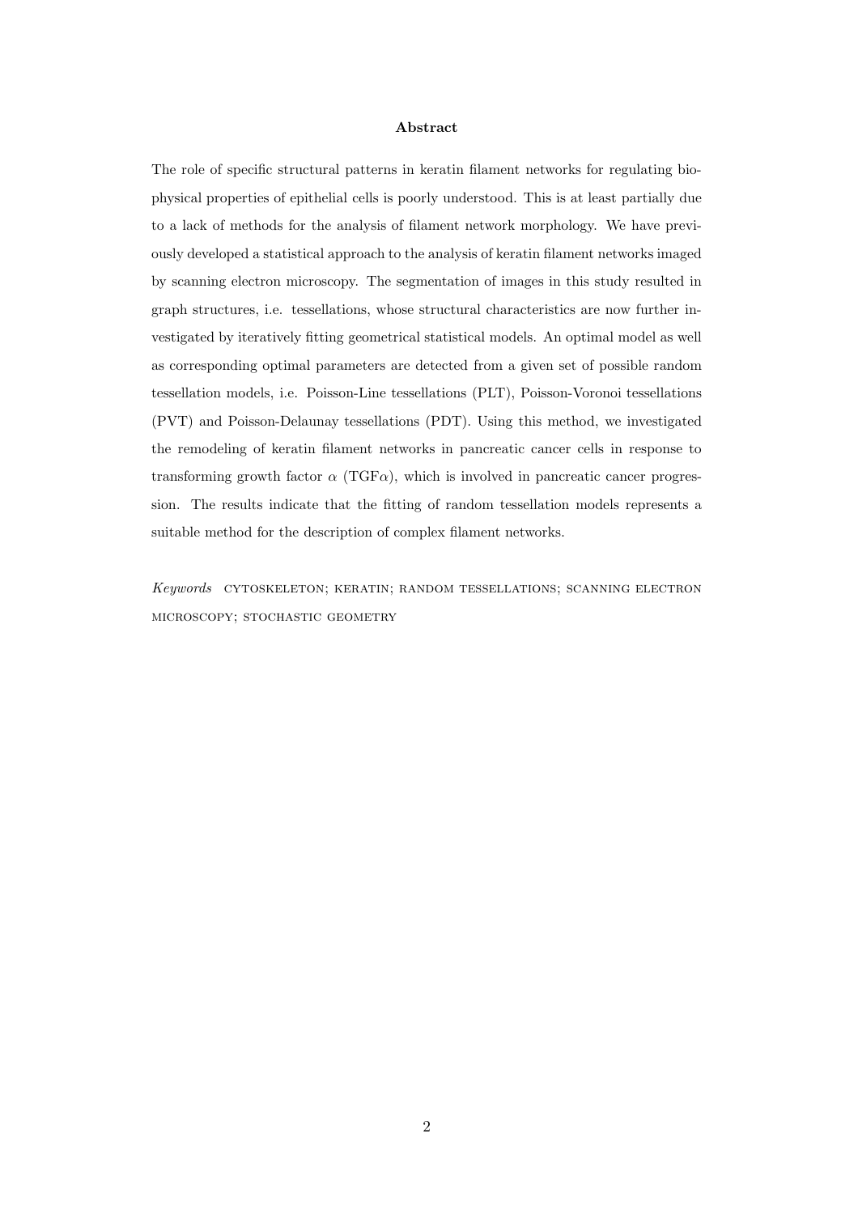## Abstract

The role of specific structural patterns in keratin filament networks for regulating biophysical properties of epithelial cells is poorly understood. This is at least partially due to a lack of methods for the analysis of filament network morphology. We have previously developed a statistical approach to the analysis of keratin filament networks imaged by scanning electron microscopy. The segmentation of images in this study resulted in graph structures, i.e. tessellations, whose structural characteristics are now further investigated by iteratively fitting geometrical statistical models. An optimal model as well as corresponding optimal parameters are detected from a given set of possible random tessellation models, i.e. Poisson-Line tessellations (PLT), Poisson-Voronoi tessellations (PVT) and Poisson-Delaunay tessellations (PDT). Using this method, we investigated the remodeling of keratin filament networks in pancreatic cancer cells in response to transforming growth factor $\alpha$ (TGF$\alpha$), which is involved in pancreatic cancer progression. The results indicate that the fitting of random tessellation models represents a suitable method for the description of complex filament networks.

*Keywords* CYTOSKELETON; KERATIN; RANDOM TESSELLATIONS; SCANNING ELECTRON MICROSCOPY; STOCHASTIC GEOMETRY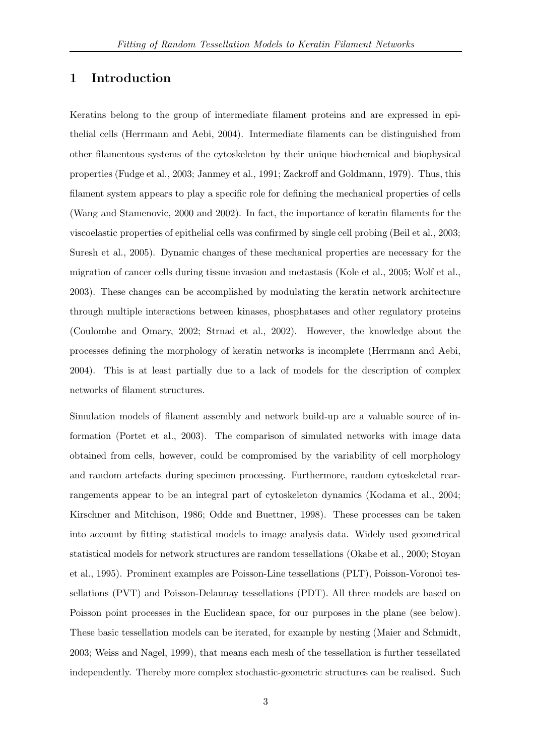# 1 Introduction

Keratins belong to the group of intermediate filament proteins and are expressed in epithelial cells (Herrmann and Aebi, 2004). Intermediate filaments can be distinguished from other filamentous systems of the cytoskeleton by their unique biochemical and biophysical properties (Fudge et al., 2003; Janmey et al., 1991; Zackroff and Goldmann, 1979). Thus, this filament system appears to play a specific role for defining the mechanical properties of cells (Wang and Stamenovic, 2000 and 2002). In fact, the importance of keratin filaments for the viscoelastic properties of epithelial cells was confirmed by single cell probing (Beil et al., 2003; Suresh et al., 2005). Dynamic changes of these mechanical properties are necessary for the migration of cancer cells during tissue invasion and metastasis (Kole et al., 2005; Wolf et al., 2003). These changes can be accomplished by modulating the keratin network architecture through multiple interactions between kinases, phosphatases and other regulatory proteins (Coulombe and Omary, 2002; Strnad et al., 2002). However, the knowledge about the processes defining the morphology of keratin networks is incomplete (Herrmann and Aebi, 2004). This is at least partially due to a lack of models for the description of complex networks of filament structures.

Simulation models of filament assembly and network build-up are a valuable source of information (Portet et al., 2003). The comparison of simulated networks with image data obtained from cells, however, could be compromised by the variability of cell morphology and random artefacts during specimen processing. Furthermore, random cytoskeletal rearrangements appear to be an integral part of cytoskeleton dynamics (Kodama et al., 2004; Kirschner and Mitchison, 1986; Odde and Buettner, 1998). These processes can be taken into account by fitting statistical models to image analysis data. Widely used geometrical statistical models for network structures are random tessellations (Okabe et al., 2000; Stoyan et al., 1995). Prominent examples are Poisson-Line tessellations (PLT), Poisson-Voronoi tessellations (PVT) and Poisson-Delaunay tessellations (PDT). All three models are based on Poisson point processes in the Euclidean space, for our purposes in the plane (see below). These basic tessellation models can be iterated, for example by nesting (Maier and Schmidt, 2003; Weiss and Nagel, 1999), that means each mesh of the tessellation is further tessellated independently. Thereby more complex stochastic-geometric structures can be realised. Such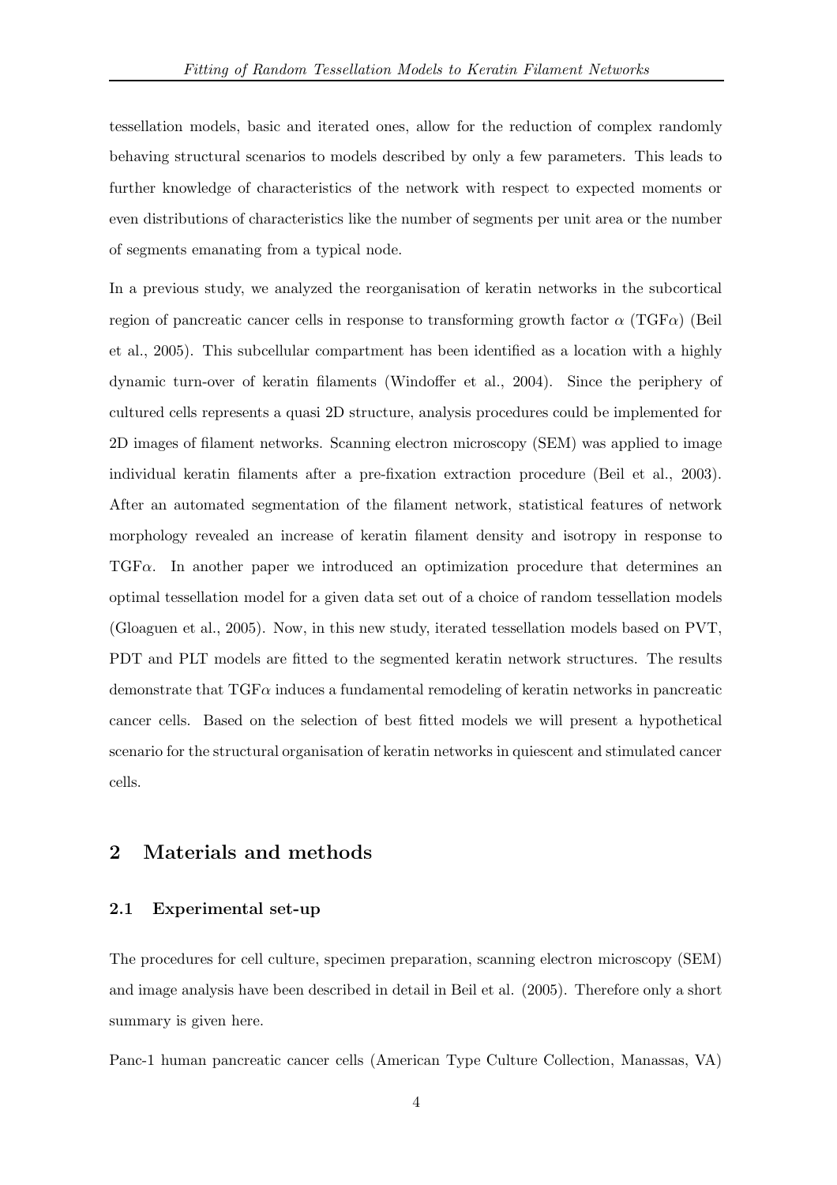tessellation models, basic and iterated ones, allow for the reduction of complex randomly behaving structural scenarios to models described by only a few parameters. This leads to further knowledge of characteristics of the network with respect to expected moments or even distributions of characteristics like the number of segments per unit area or the number of segments emanating from a typical node.

In a previous study, we analyzed the reorganisation of keratin networks in the subcortical region of pancreatic cancer cells in response to transforming growth factor $\alpha$ (TGF$\alpha$) (Beil et al., 2005). This subcellular compartment has been identified as a location with a highly dynamic turn-over of keratin filaments (Windoffer et al., 2004). Since the periphery of cultured cells represents a quasi 2D structure, analysis procedures could be implemented for 2D images of filament networks. Scanning electron microscopy (SEM) was applied to image individual keratin filaments after a pre-fixation extraction procedure (Beil et al., 2003). After an automated segmentation of the filament network, statistical features of network morphology revealed an increase of keratin filament density and isotropy in response to TGF$\alpha$. In another paper we introduced an optimization procedure that determines an optimal tessellation model for a given data set out of a choice of random tessellation models (Gloaguen et al., 2005). Now, in this new study, iterated tessellation models based on PVT, PDT and PLT models are fitted to the segmented keratin network structures. The results demonstrate that TGF$\alpha$ induces a fundamental remodeling of keratin networks in pancreatic cancer cells. Based on the selection of best fitted models we will present a hypothetical scenario for the structural organisation of keratin networks in quiescent and stimulated cancer cells.

## 2 Materials and methods

### 2.1 Experimental set-up

The procedures for cell culture, specimen preparation, scanning electron microscopy (SEM) and image analysis have been described in detail in Beil et al. (2005). Therefore only a short summary is given here.

Panc-1 human pancreatic cancer cells (American Type Culture Collection, Manassas, VA)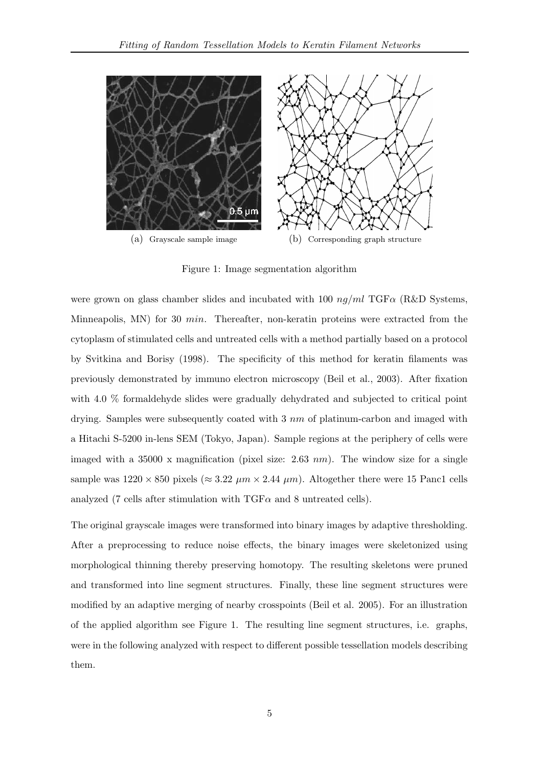(a) Grayscale sample image

(b) Corresponding graph structure

Figure 1: Image segmentation algorithm

were grown on glass chamber slides and incubated with 100 $ng/ml$ TGF$\alpha$ (R&D Systems, Minneapolis, MN) for 30 $min$. Thereafter, non-keratin proteins were extracted from the cytoplasm of stimulated cells and untreated cells with a method partially based on a protocol by Svitkina and Borisy (1998). The specificity of this method for keratin filaments was previously demonstrated by immuno electron microscopy (Beil et al., 2003). After fixation with 4.0 % formaldehyde slides were gradually dehydrated and subjected to critical point drying. Samples were subsequently coated with 3 $nm$ of platinum-carbon and imaged with a Hitachi S-5200 in-lens SEM (Tokyo, Japan). Sample regions at the periphery of cells were imaged with a 35000 x magnification (pixel size: 2.63 $nm$). The window size for a single sample was $1220 \times 850$ pixels ($\approx 3.22\ \mu m \times 2.44\ \mu m$). Altogether there were 15 Panc1 cells analyzed (7 cells after stimulation with TGF$\alpha$ and 8 untreated cells).

The original grayscale images were transformed into binary images by adaptive thresholding. After a preprocessing to reduce noise effects, the binary images were skeletonized using morphological thinning thereby preserving homotopy. The resulting skeletons were pruned and transformed into line segment structures. Finally, these line segment structures were modified by an adaptive merging of nearby crosspoints (Beil et al. 2005). For an illustration of the applied algorithm see Figure 1. The resulting line segment structures, i.e. graphs, were in the following analyzed with respect to different possible tessellation models describing them.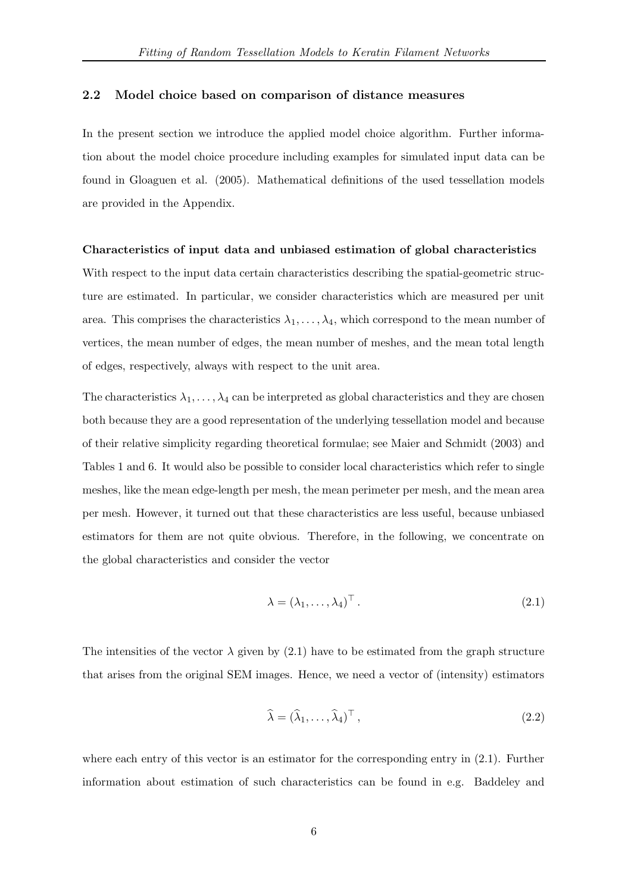## 2.2 Model choice based on comparison of distance measures

In the present section we introduce the applied model choice algorithm. Further information about the model choice procedure including examples for simulated input data can be found in Gloaguen et al. (2005). Mathematical definitions of the used tessellation models are provided in the Appendix.

**Characteristics of input data and unbiased estimation of global characteristics**

With respect to the input data certain characteristics describing the spatial-geometric structure are estimated. In particular, we consider characteristics which are measured per unit area. This comprises the characteristics $\lambda_1, \ldots, \lambda_4$, which correspond to the mean number of vertices, the mean number of edges, the mean number of meshes, and the mean total length of edges, respectively, always with respect to the unit area.

The characteristics $\lambda_1, \ldots, \lambda_4$ can be interpreted as global characteristics and they are chosen both because they are a good representation of the underlying tessellation model and because of their relative simplicity regarding theoretical formulae; see Maier and Schmidt (2003) and Tables 1 and 6. It would also be possible to consider local characteristics which refer to single meshes, like the mean edge-length per mesh, the mean perimeter per mesh, and the mean area per mesh. However, it turned out that these characteristics are less useful, because unbiased estimators for them are not quite obvious. Therefore, in the following, we concentrate on the global characteristics and consider the vector

$$\lambda = (\lambda_1, \ldots, \lambda_4)^\top . \tag{2.1}$$

The intensities of the vector $\lambda$ given by (2.1) have to be estimated from the graph structure that arises from the original SEM images. Hence, we need a vector of (intensity) estimators

$$\widehat{\lambda} = (\widehat{\lambda}_1, \ldots, \widehat{\lambda}_4)^\top , \tag{2.2}$$

where each entry of this vector is an estimator for the corresponding entry in (2.1). Further information about estimation of such characteristics can be found in e.g. Baddeley and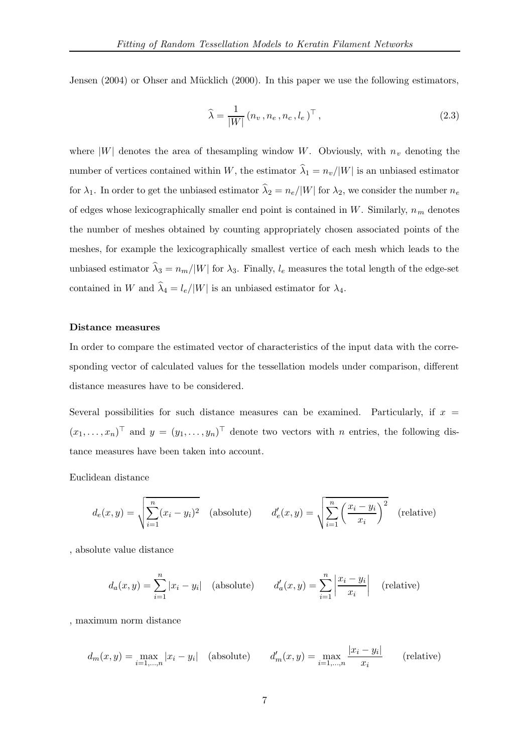Jensen (2004) or Ohser and Mücklich (2000). In this paper we use the following estimators,

$$\widehat{\lambda} = \frac{1}{|W|} \left( n_v \, , n_e \, , n_c \, , l_e \, \right)^\top , \tag{2.3}$$

where $|W|$ denotes the area of thesampling window $W$. Obviously, with $n_v$ denoting the number of vertices contained within $W$, the estimator $\widehat{\lambda}_1 = n_v/|W|$ is an unbiased estimator for $\lambda_1$. In order to get the unbiased estimator $\widehat{\lambda}_2 = n_e/|W|$ for $\lambda_2$, we consider the number $n_e$ of edges whose lexicographically smaller end point is contained in $W$. Similarly, $n_m$ denotes the number of meshes obtained by counting appropriately chosen associated points of the meshes, for example the lexicographically smallest vertice of each mesh which leads to the unbiased estimator $\widehat{\lambda}_3 = n_m/|W|$ for $\lambda_3$. Finally, $l_e$ measures the total length of the edge-set contained in $W$ and $\widehat{\lambda}_4 = l_e/|W|$ is an unbiased estimator for $\lambda_4$.

**Distance measures**

In order to compare the estimated vector of characteristics of the input data with the corresponding vector of calculated values for the tessellation models under comparison, different distance measures have to be considered.

Several possibilities for such distance measures can be examined. Particularly, if $x = (x_1, \ldots, x_n)^\top$ and $y = (y_1, \ldots, y_n)^\top$ denote two vectors with $n$ entries, the following distance measures have been taken into account.

Euclidean distance

$$d_e(x, y) = \sqrt{\sum_{i=1}^{n} (x_i - y_i)^2} \quad \text{(absolute)} \qquad d_e'(x, y) = \sqrt{\sum_{i=1}^{n} \left( \frac{x_i - y_i}{x_i} \right)^2} \quad \text{(relative)}$$

, absolute value distance

$$d_a(x, y) = \sum_{i=1}^{n} |x_i - y_i| \quad \text{(absolute)} \qquad d_a'(x, y) = \sum_{i=1}^{n} \left| \frac{x_i - y_i}{x_i} \right| \quad \text{(relative)}$$

, maximum norm distance

$$d_m(x, y) = \max_{i=1,\ldots,n} |x_i - y_i| \quad \text{(absolute)} \qquad d_m'(x, y) = \max_{i=1,\ldots,n} \frac{|x_i - y_i|}{x_i} \qquad \text{(relative)}$$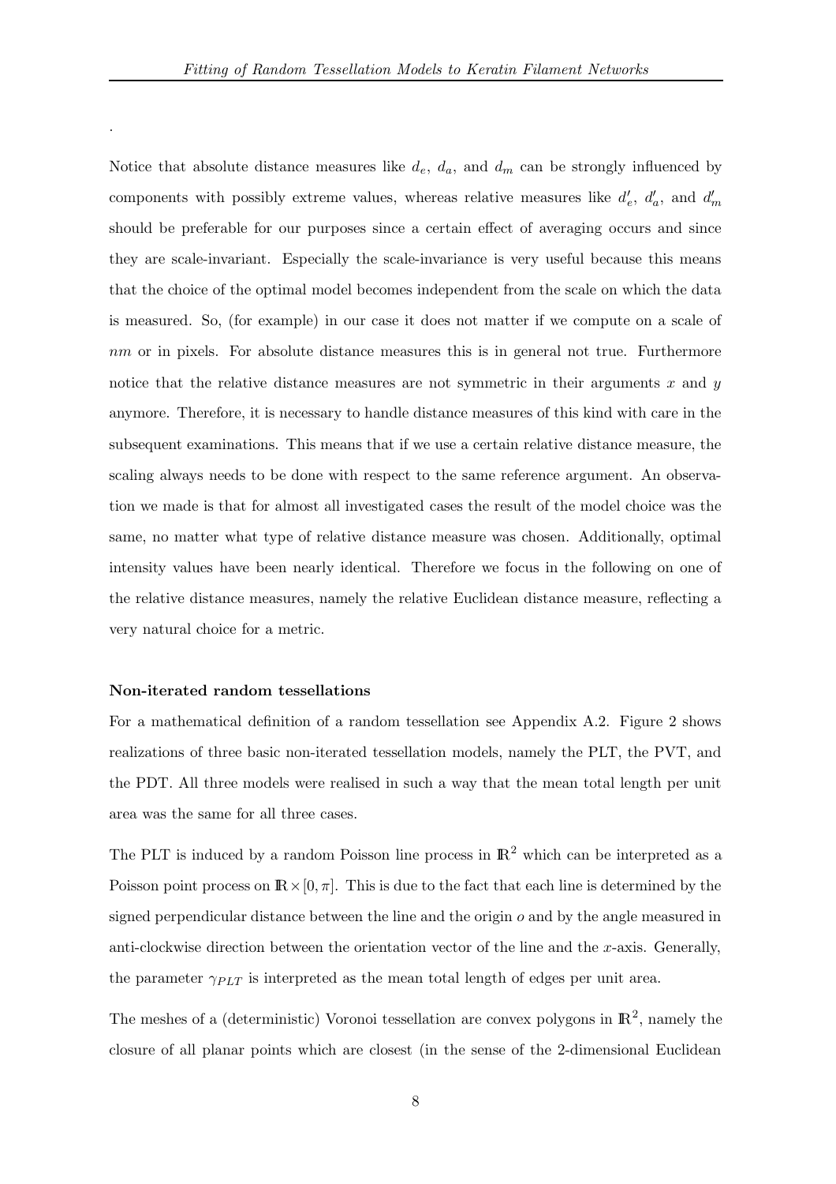.

Notice that absolute distance measures like $d_e$, $d_a$, and $d_m$ can be strongly influenced by components with possibly extreme values, whereas relative measures like $d'_e$, $d'_a$, and $d'_m$ should be preferable for our purposes since a certain effect of averaging occurs and since they are scale-invariant. Especially the scale-invariance is very useful because this means that the choice of the optimal model becomes independent from the scale on which the data is measured. So, (for example) in our case it does not matter if we compute on a scale of $nm$ or in pixels. For absolute distance measures this is in general not true. Furthermore notice that the relative distance measures are not symmetric in their arguments $x$ and $y$ anymore. Therefore, it is necessary to handle distance measures of this kind with care in the subsequent examinations. This means that if we use a certain relative distance measure, the scaling always needs to be done with respect to the same reference argument. An observation we made is that for almost all investigated cases the result of the model choice was the same, no matter what type of relative distance measure was chosen. Additionally, optimal intensity values have been nearly identical. Therefore we focus in the following on one of the relative distance measures, namely the relative Euclidean distance measure, reflecting a very natural choice for a metric.

**Non-iterated random tessellations**

For a mathematical definition of a random tessellation see Appendix A.2. Figure 2 shows realizations of three basic non-iterated tessellation models, namely the PLT, the PVT, and the PDT. All three models were realised in such a way that the mean total length per unit area was the same for all three cases.

The PLT is induced by a random Poisson line process in $\mathbb{R}^2$ which can be interpreted as a Poisson point process on $\mathbb{R} \times [0, \pi]$. This is due to the fact that each line is determined by the signed perpendicular distance between the line and the origin $o$ and by the angle measured in anti-clockwise direction between the orientation vector of the line and the $x$-axis. Generally, the parameter $\gamma_{PLT}$ is interpreted as the mean total length of edges per unit area.

The meshes of a (deterministic) Voronoi tessellation are convex polygons in $\mathbb{R}^2$, namely the closure of all planar points which are closest (in the sense of the 2-dimensional Euclidean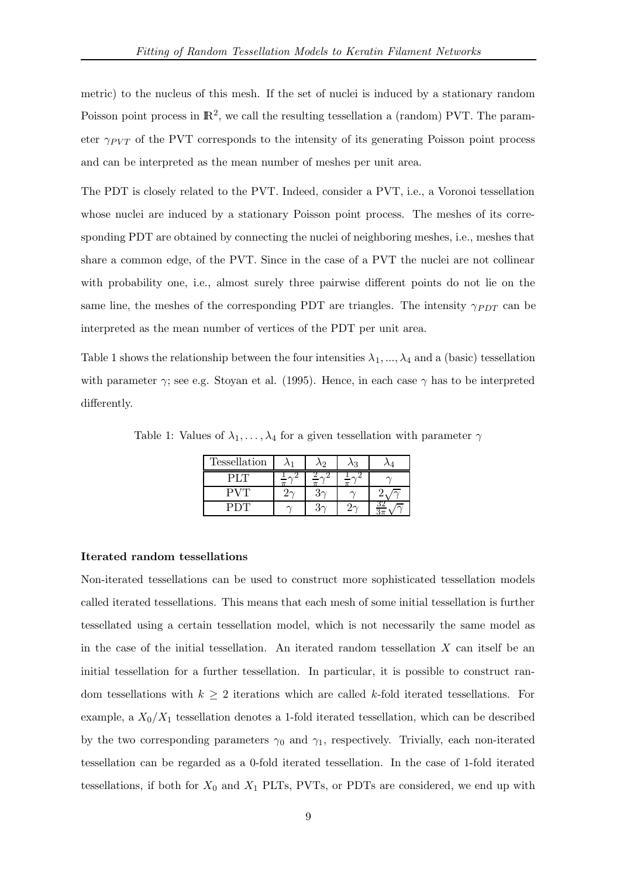metric) to the nucleus of this mesh. If the set of nuclei is induced by a stationary random Poisson point process in $\mathbb{R}^2$, we call the resulting tessellation a (random) PVT. The parameter $\gamma_{PVT}$ of the PVT corresponds to the intensity of its generating Poisson point process and can be interpreted as the mean number of meshes per unit area.

The PDT is closely related to the PVT. Indeed, consider a PVT, i.e., a Voronoi tessellation whose nuclei are induced by a stationary Poisson point process. The meshes of its corresponding PDT are obtained by connecting the nuclei of neighboring meshes, i.e., meshes that share a common edge, of the PVT. Since in the case of a PVT the nuclei are not collinear with probability one, i.e., almost surely three pairwise different points do not lie on the same line, the meshes of the corresponding PDT are triangles. The intensity $\gamma_{PDT}$ can be interpreted as the mean number of vertices of the PDT per unit area.

Table 1 shows the relationship between the four intensities $\lambda_1, ..., \lambda_4$ and a (basic) tessellation with parameter $\gamma$; see e.g. Stoyan et al. (1995). Hence, in each case $\gamma$ has to be interpreted differently.

Table 1: Values of $\lambda_1, \ldots, \lambda_4$ for a given tessellation with parameter $\gamma$

| Tessellation | $\lambda_1$ | $\lambda_2$ | $\lambda_3$ | $\lambda_4$ |
|---|---|---|---|---|
| PLT | $\frac{1}{\pi}\gamma^2$ | $\frac{2}{\pi}\gamma^2$ | $\frac{1}{\pi}\gamma^2$ | $\gamma$ |
| PVT | $2\gamma$ | $3\gamma$ | $\gamma$ | $2\sqrt{\gamma}$ |
| PDT | $\gamma$ | $3\gamma$ | $2\gamma$ | $\frac{32}{3\pi}\sqrt{\gamma}$ |

**Iterated random tessellations**

Non-iterated tessellations can be used to construct more sophisticated tessellation models called iterated tessellations. This means that each mesh of some initial tessellation is further tessellated using a certain tessellation model, which is not necessarily the same model as in the case of the initial tessellation. An iterated random tessellation $X$ can itself be an initial tessellation for a further tessellation. In particular, it is possible to construct random tessellations with $k \geq 2$ iterations which are called $k$-fold iterated tessellations. For example, a $X_0/X_1$ tessellation denotes a 1-fold iterated tessellation, which can be described by the two corresponding parameters $\gamma_0$ and $\gamma_1$, respectively. Trivially, each non-iterated tessellation can be regarded as a 0-fold iterated tessellation. In the case of 1-fold iterated tessellations, if both for $X_0$ and $X_1$ PLTs, PVTs, or PDTs are considered, we end up with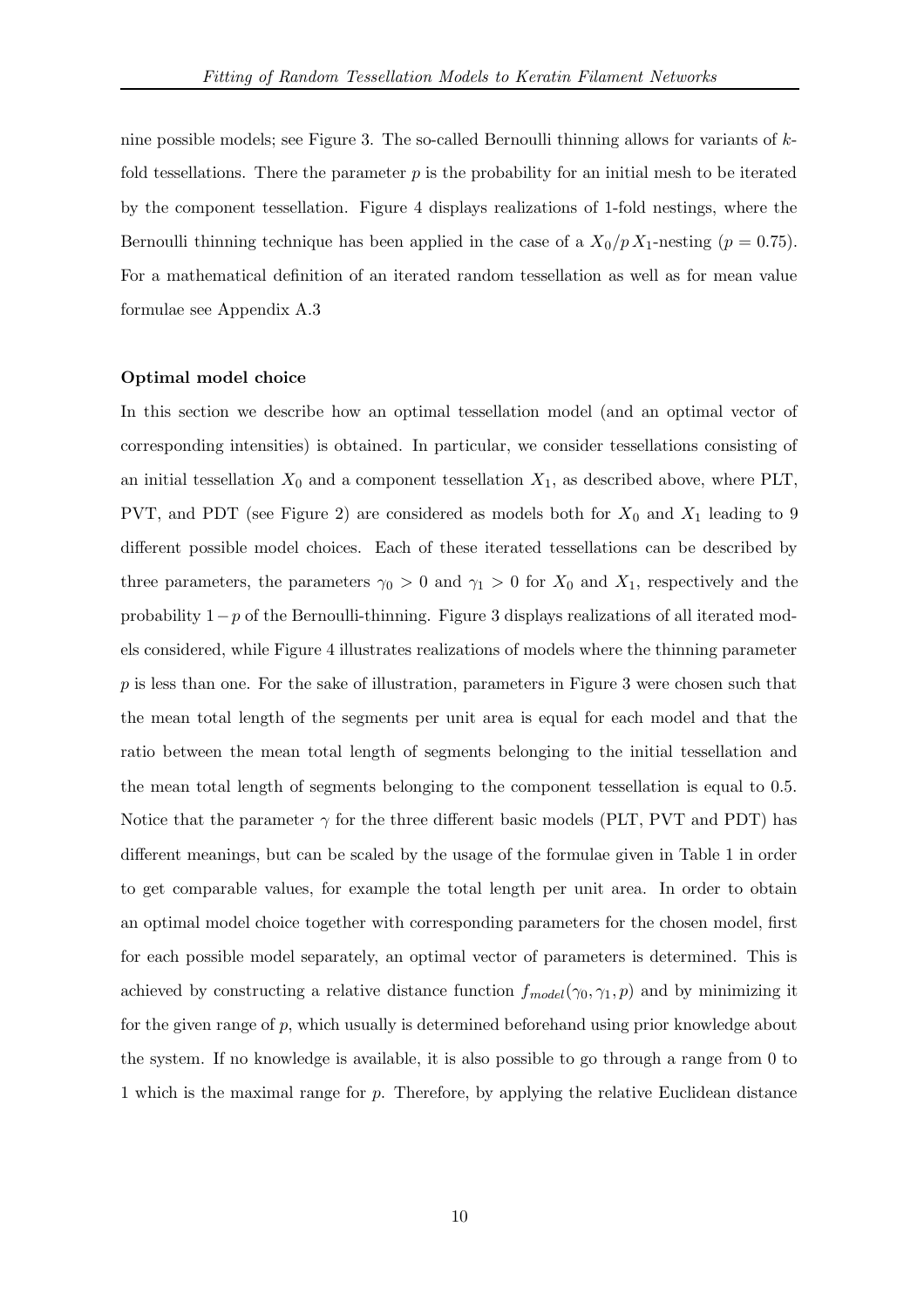nine possible models; see Figure 3. The so-called Bernoulli thinning allows for variants of $k$-fold tessellations. There the parameter $p$ is the probability for an initial mesh to be iterated by the component tessellation. Figure 4 displays realizations of 1-fold nestings, where the Bernoulli thinning technique has been applied in the case of a $X_0/p\,X_1$-nesting ($p = 0.75$). For a mathematical definition of an iterated random tessellation as well as for mean value formulae see Appendix A.3

**Optimal model choice**

In this section we describe how an optimal tessellation model (and an optimal vector of corresponding intensities) is obtained. In particular, we consider tessellations consisting of an initial tessellation $X_0$ and a component tessellation $X_1$, as described above, where PLT, PVT, and PDT (see Figure 2) are considered as models both for $X_0$ and $X_1$ leading to 9 different possible model choices. Each of these iterated tessellations can be described by three parameters, the parameters $\gamma_0 > 0$ and $\gamma_1 > 0$ for $X_0$ and $X_1$, respectively and the probability $1 - p$ of the Bernoulli-thinning. Figure 3 displays realizations of all iterated models considered, while Figure 4 illustrates realizations of models where the thinning parameter $p$ is less than one. For the sake of illustration, parameters in Figure 3 were chosen such that the mean total length of the segments per unit area is equal for each model and that the ratio between the mean total length of segments belonging to the initial tessellation and the mean total length of segments belonging to the component tessellation is equal to 0.5. Notice that the parameter $\gamma$ for the three different basic models (PLT, PVT and PDT) has different meanings, but can be scaled by the usage of the formulae given in Table 1 in order to get comparable values, for example the total length per unit area. In order to obtain an optimal model choice together with corresponding parameters for the chosen model, first for each possible model separately, an optimal vector of parameters is determined. This is achieved by constructing a relative distance function $f_{model}(\gamma_0, \gamma_1, p)$ and by minimizing it for the given range of $p$, which usually is determined beforehand using prior knowledge about the system. If no knowledge is available, it is also possible to go through a range from 0 to 1 which is the maximal range for $p$. Therefore, by applying the relative Euclidean distance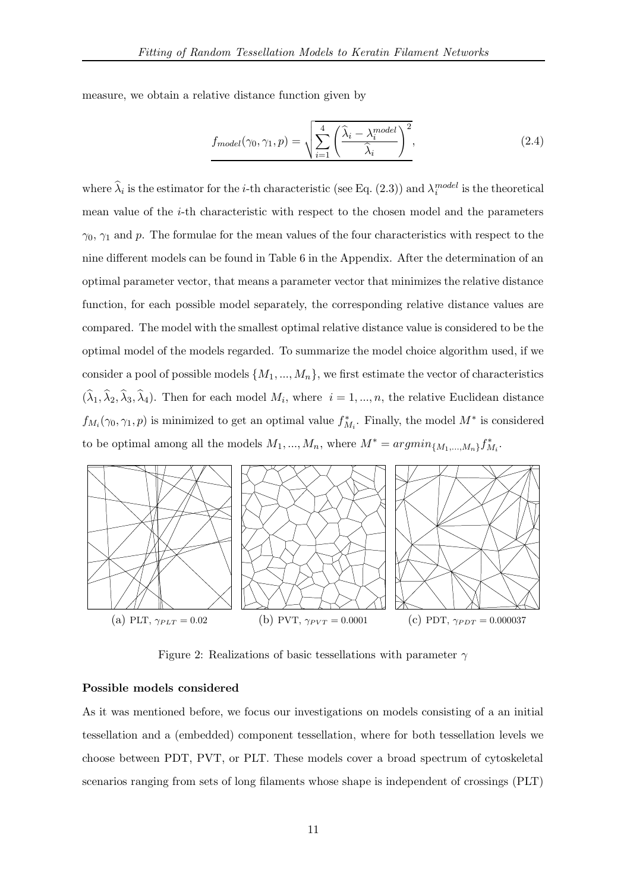measure, we obtain a relative distance function given by

$$f_{model}(\gamma_0, \gamma_1, p) = \sqrt{\sum_{i=1}^{4} \left( \frac{\widehat{\lambda}_i - \lambda_i^{model}}{\widehat{\lambda}_i} \right)^2}, \tag{2.4}$$

where $\widehat{\lambda}_i$ is the estimator for the $i$-th characteristic (see Eq. (2.3)) and $\lambda_i^{model}$ is the theoretical mean value of the $i$-th characteristic with respect to the chosen model and the parameters $\gamma_0$, $\gamma_1$ and $p$. The formulae for the mean values of the four characteristics with respect to the nine different models can be found in Table 6 in the Appendix. After the determination of an optimal parameter vector, that means a parameter vector that minimizes the relative distance function, for each possible model separately, the corresponding relative distance values are compared. The model with the smallest optimal relative distance value is considered to be the optimal model of the models regarded. To summarize the model choice algorithm used, if we consider a pool of possible models $\{M_1, ..., M_n\}$, we first estimate the vector of characteristics $(\widehat{\lambda}_1, \widehat{\lambda}_2, \widehat{\lambda}_3, \widehat{\lambda}_4)$. Then for each model $M_i$, where $i = 1, ..., n$, the relative Euclidean distance $f_{M_i}(\gamma_0, \gamma_1, p)$ is minimized to get an optimal value $f^*_{M_i}$. Finally, the model $M^*$ is considered to be optimal among all the models $M_1, ..., M_n$, where $M^* = argmin_{\{M_1,...,M_n\}} f^*_{M_i}$.

(a) PLT, $\gamma_{PLT} = 0.02$ (b) PVT, $\gamma_{PVT} = 0.0001$ (c) PDT, $\gamma_{PDT} = 0.000037$

Figure 2: Realizations of basic tessellations with parameter $\gamma$

**Possible models considered**

As it was mentioned before, we focus our investigations on models consisting of a an initial tessellation and a (embedded) component tessellation, where for both tessellation levels we choose between PDT, PVT, or PLT. These models cover a broad spectrum of cytoskeletal scenarios ranging from sets of long filaments whose shape is independent of crossings (PLT)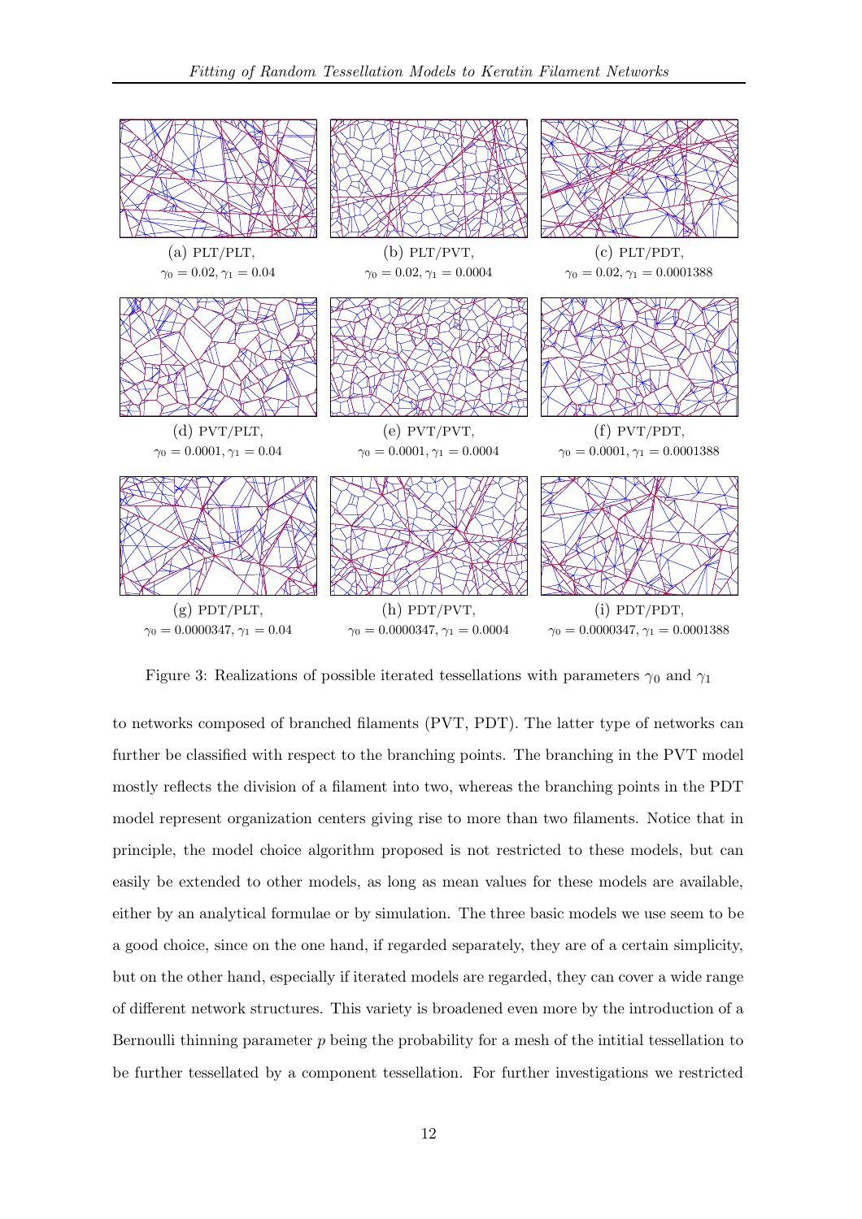(a) PLT/PLT, $\gamma_0 = 0.02, \gamma_1 = 0.04$

(b) PLT/PVT, $\gamma_0 = 0.02, \gamma_1 = 0.0004$

(c) PLT/PDT, $\gamma_0 = 0.02, \gamma_1 = 0.0001388$

(d) PVT/PLT, $\gamma_0 = 0.0001, \gamma_1 = 0.04$

(e) PVT/PVT, $\gamma_0 = 0.0001, \gamma_1 = 0.0004$

(f) PVT/PDT, $\gamma_0 = 0.0001, \gamma_1 = 0.0001388$

(g) PDT/PLT, $\gamma_0 = 0.0000347, \gamma_1 = 0.04$

(h) PDT/PVT, $\gamma_0 = 0.0000347, \gamma_1 = 0.0004$

(i) PDT/PDT, $\gamma_0 = 0.0000347, \gamma_1 = 0.0001388$

Figure 3: Realizations of possible iterated tessellations with parameters $\gamma_0$ and $\gamma_1$

to networks composed of branched filaments (PVT, PDT). The latter type of networks can further be classified with respect to the branching points. The branching in the PVT model mostly reflects the division of a filament into two, whereas the branching points in the PDT model represent organization centers giving rise to more than two filaments. Notice that in principle, the model choice algorithm proposed is not restricted to these models, but can easily be extended to other models, as long as mean values for these models are available, either by an analytical formulae or by simulation. The three basic models we use seem to be a good choice, since on the one hand, if regarded separately, they are of a certain simplicity, but on the other hand, especially if iterated models are regarded, they can cover a wide range of different network structures. This variety is broadened even more by the introduction of a Bernoulli thinning parameter $p$ being the probability for a mesh of the intitial tessellation to be further tessellated by a component tessellation. For further investigations we restricted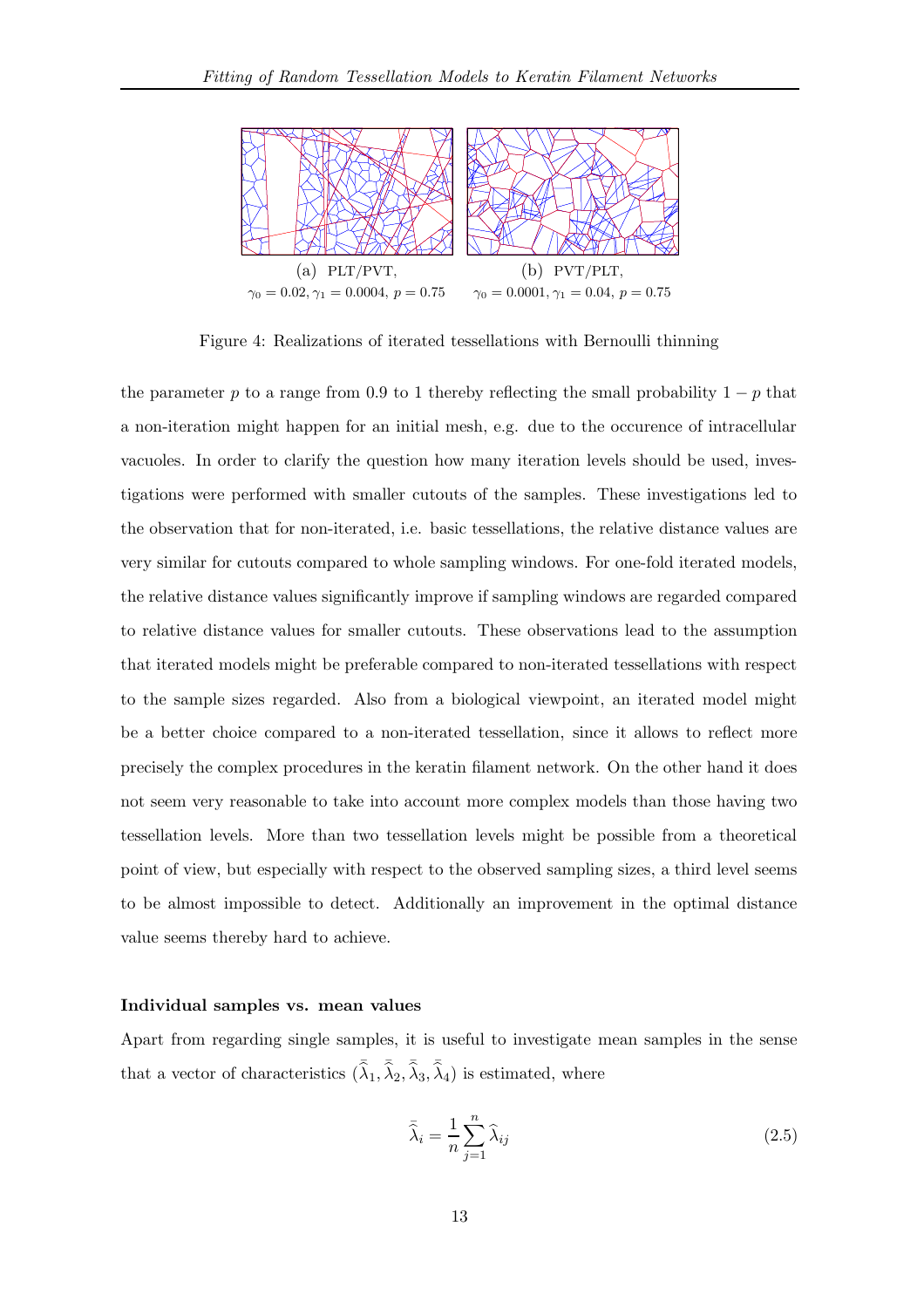(a) PLT/PVT, $\gamma_0 = 0.02, \gamma_1 = 0.0004,\ p = 0.75$

(b) PVT/PLT, $\gamma_0 = 0.0001, \gamma_1 = 0.04,\ p = 0.75$

Figure 4: Realizations of iterated tessellations with Bernoulli thinning

the parameter $p$ to a range from 0.9 to 1 thereby reflecting the small probability $1-p$ that a non-iteration might happen for an initial mesh, e.g. due to the occurence of intracellular vacuoles. In order to clarify the question how many iteration levels should be used, investigations were performed with smaller cutouts of the samples. These investigations led to the observation that for non-iterated, i.e. basic tessellations, the relative distance values are very similar for cutouts compared to whole sampling windows. For one-fold iterated models, the relative distance values significantly improve if sampling windows are regarded compared to relative distance values for smaller cutouts. These observations lead to the assumption that iterated models might be preferable compared to non-iterated tessellations with respect to the sample sizes regarded. Also from a biological viewpoint, an iterated model might be a better choice compared to a non-iterated tessellation, since it allows to reflect more precisely the complex procedures in the keratin filament network. On the other hand it does not seem very reasonable to take into account more complex models than those having two tessellation levels. More than two tessellation levels might be possible from a theoretical point of view, but especially with respect to the observed sampling sizes, a third level seems to be almost impossible to detect. Additionally an improvement in the optimal distance value seems thereby hard to achieve.

**Individual samples vs. mean values**

Apart from regarding single samples, it is useful to investigate mean samples in the sense that a vector of characteristics $(\bar{\hat{\lambda}}_1, \bar{\hat{\lambda}}_2, \bar{\hat{\lambda}}_3, \bar{\hat{\lambda}}_4)$ is estimated, where

$$\bar{\hat{\lambda}}_i = \frac{1}{n} \sum_{j=1}^{n} \widehat{\lambda}_{ij} \tag{2.5}$$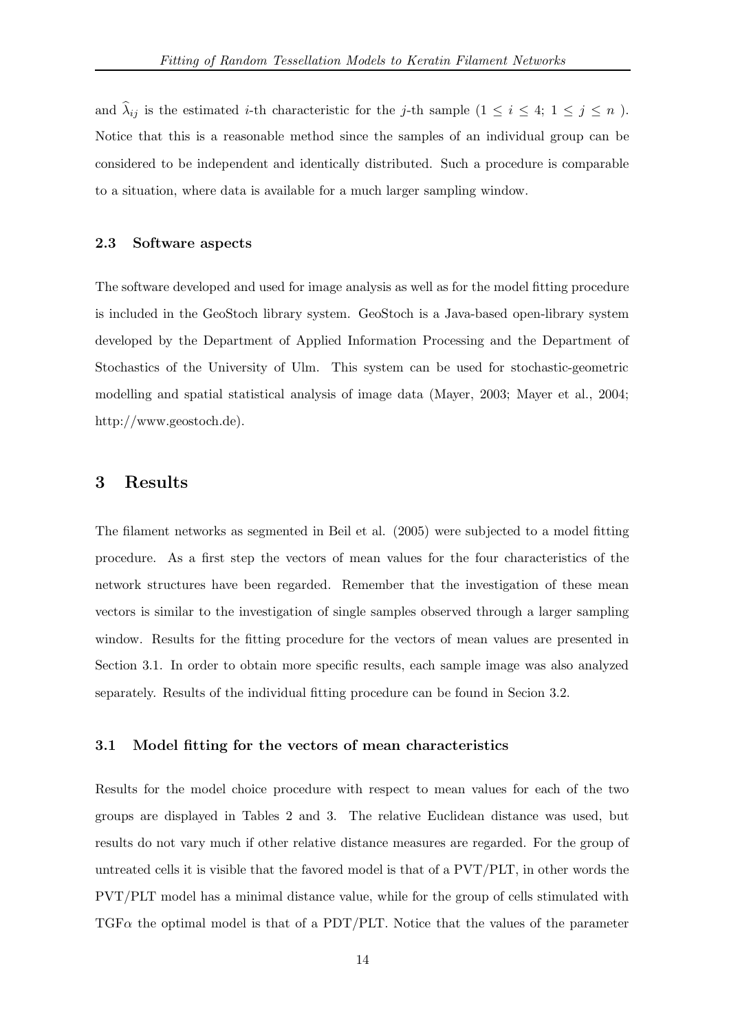and $\widehat{\lambda}_{ij}$ is the estimated $i$-th characteristic for the $j$-th sample ($1 \leq i \leq 4$; $1 \leq j \leq n$ ). Notice that this is a reasonable method since the samples of an individual group can be considered to be independent and identically distributed. Such a procedure is comparable to a situation, where data is available for a much larger sampling window.

### 2.3 Software aspects

The software developed and used for image analysis as well as for the model fitting procedure is included in the GeoStoch library system. GeoStoch is a Java-based open-library system developed by the Department of Applied Information Processing and the Department of Stochastics of the University of Ulm. This system can be used for stochastic-geometric modelling and spatial statistical analysis of image data (Mayer, 2003; Mayer et al., 2004; http://www.geostoch.de).

## 3 Results

The filament networks as segmented in Beil et al. (2005) were subjected to a model fitting procedure. As a first step the vectors of mean values for the four characteristics of the network structures have been regarded. Remember that the investigation of these mean vectors is similar to the investigation of single samples observed through a larger sampling window. Results for the fitting procedure for the vectors of mean values are presented in Section 3.1. In order to obtain more specific results, each sample image was also analyzed separately. Results of the individual fitting procedure can be found in Secion 3.2.

### 3.1 Model fitting for the vectors of mean characteristics

Results for the model choice procedure with respect to mean values for each of the two groups are displayed in Tables 2 and 3. The relative Euclidean distance was used, but results do not vary much if other relative distance measures are regarded. For the group of untreated cells it is visible that the favored model is that of a PVT/PLT, in other words the PVT/PLT model has a minimal distance value, while for the group of cells stimulated with TGF$\alpha$ the optimal model is that of a PDT/PLT. Notice that the values of the parameter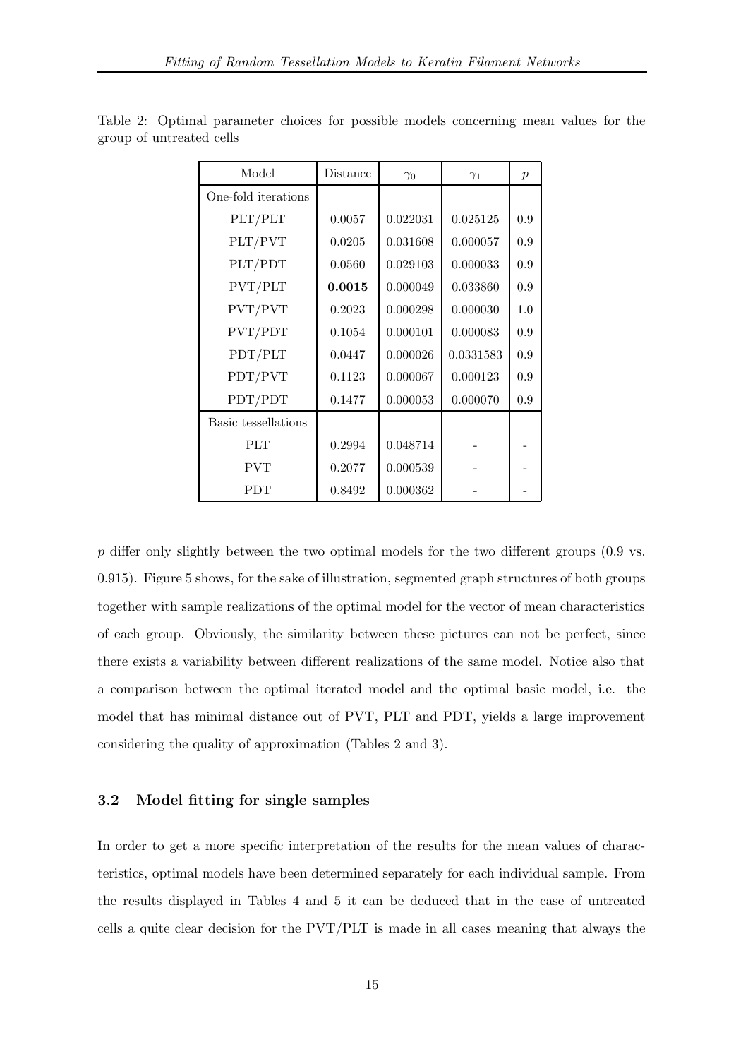Table 2: Optimal parameter choices for possible models concerning mean values for the group of untreated cells

| Model | Distance | $\gamma_0$ | $\gamma_1$ | $p$ |
|---|---|---|---|---|
| One-fold iterations | | | | |
| PLT/PLT | 0.0057 | 0.022031 | 0.025125 | 0.9 |
| PLT/PVT | 0.0205 | 0.031608 | 0.000057 | 0.9 |
| PLT/PDT | 0.0560 | 0.029103 | 0.000033 | 0.9 |
| PVT/PLT | **0.0015** | 0.000049 | 0.033860 | 0.9 |
| PVT/PVT | 0.2023 | 0.000298 | 0.000030 | 1.0 |
| PVT/PDT | 0.1054 | 0.000101 | 0.000083 | 0.9 |
| PDT/PLT | 0.0447 | 0.000026 | 0.0331583 | 0.9 |
| PDT/PVT | 0.1123 | 0.000067 | 0.000123 | 0.9 |
| PDT/PDT | 0.1477 | 0.000053 | 0.000070 | 0.9 |
| Basic tessellations | | | | |
| PLT | 0.2994 | 0.048714 | - | - |
| PVT | 0.2077 | 0.000539 | - | - |
| PDT | 0.8492 | 0.000362 | - | - |

$p$ differ only slightly between the two optimal models for the two different groups (0.9 vs. 0.915). Figure 5 shows, for the sake of illustration, segmented graph structures of both groups together with sample realizations of the optimal model for the vector of mean characteristics of each group. Obviously, the similarity between these pictures can not be perfect, since there exists a variability between different realizations of the same model. Notice also that a comparison between the optimal iterated model and the optimal basic model, i.e. the model that has minimal distance out of PVT, PLT and PDT, yields a large improvement considering the quality of approximation (Tables 2 and 3).

### 3.2 Model fitting for single samples

In order to get a more specific interpretation of the results for the mean values of characteristics, optimal models have been determined separately for each individual sample. From the results displayed in Tables 4 and 5 it can be deduced that in the case of untreated cells a quite clear decision for the PVT/PLT is made in all cases meaning that always the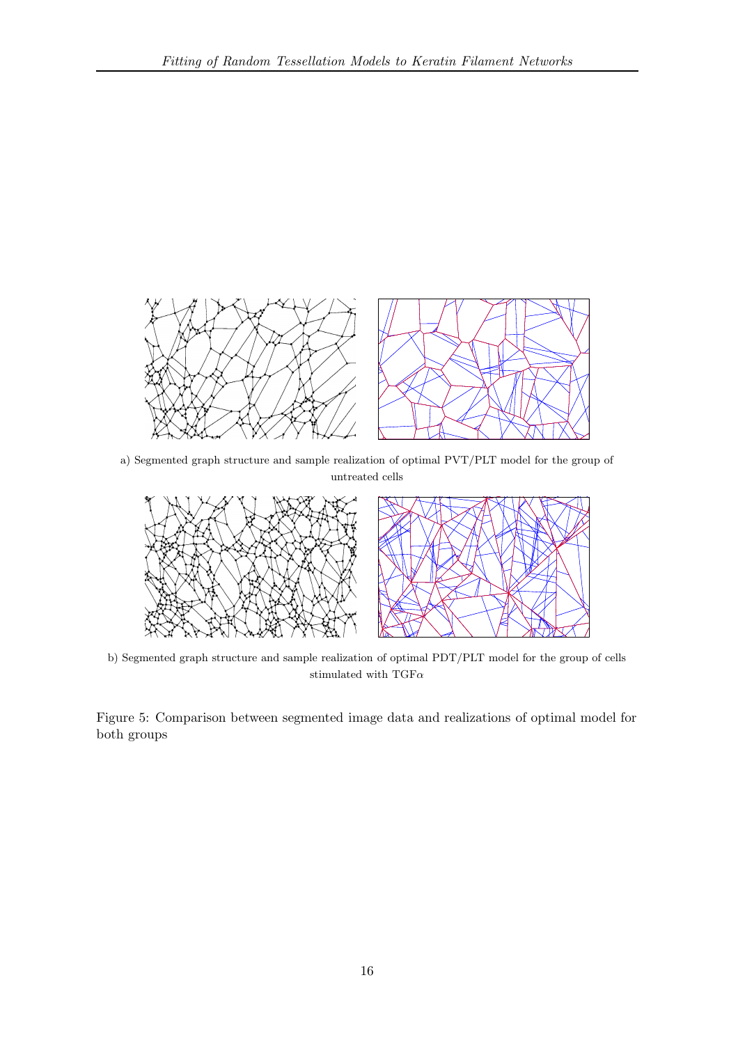a) Segmented graph structure and sample realization of optimal PVT/PLT model for the group of untreated cells

b) Segmented graph structure and sample realization of optimal PDT/PLT model for the group of cells stimulated with TGF$\alpha$

Figure 5: Comparison between segmented image data and realizations of optimal model for both groups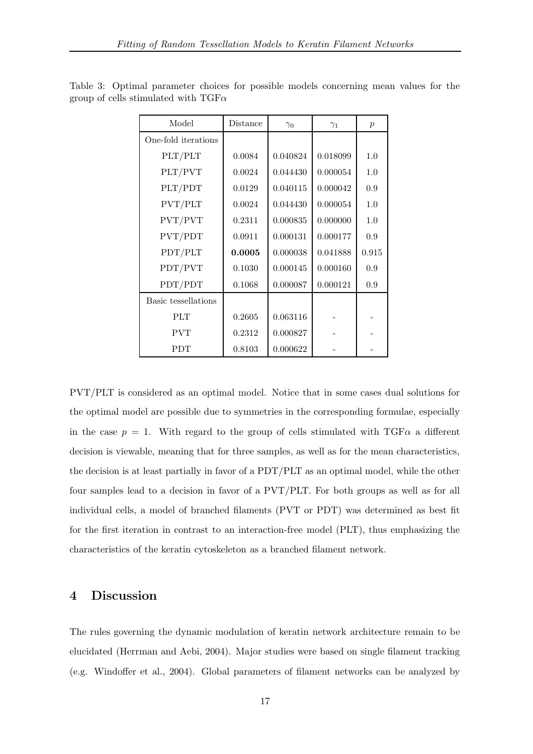Table 3: Optimal parameter choices for possible models concerning mean values for the group of cells stimulated with TGF$\alpha$

| Model | Distance | $\gamma_0$ | $\gamma_1$ | $p$ |
|---|---|---|---|---|
| One-fold iterations | | | | |
| PLT/PLT | 0.0084 | 0.040824 | 0.018099 | 1.0 |
| PLT/PVT | 0.0024 | 0.044430 | 0.000054 | 1.0 |
| PLT/PDT | 0.0129 | 0.040115 | 0.000042 | 0.9 |
| PVT/PLT | 0.0024 | 0.044430 | 0.000054 | 1.0 |
| PVT/PVT | 0.2311 | 0.000835 | 0.000000 | 1.0 |
| PVT/PDT | 0.0911 | 0.000131 | 0.000177 | 0.9 |
| PDT/PLT | **0.0005** | 0.000038 | 0.041888 | 0.915 |
| PDT/PVT | 0.1030 | 0.000145 | 0.000160 | 0.9 |
| PDT/PDT | 0.1068 | 0.000087 | 0.000121 | 0.9 |
| Basic tessellations | | | | |
| PLT | 0.2605 | 0.063116 | - | - |
| PVT | 0.2312 | 0.000827 | - | - |
| PDT | 0.8103 | 0.000622 | - | - |

PVT/PLT is considered as an optimal model. Notice that in some cases dual solutions for the optimal model are possible due to symmetries in the corresponding formulae, especially in the case $p = 1$. With regard to the group of cells stimulated with TGF$\alpha$ a different decision is viewable, meaning that for three samples, as well as for the mean characteristics, the decision is at least partially in favor of a PDT/PLT as an optimal model, while the other four samples lead to a decision in favor of a PVT/PLT. For both groups as well as for all individual cells, a model of branched filaments (PVT or PDT) was determined as best fit for the first iteration in contrast to an interaction-free model (PLT), thus emphasizing the characteristics of the keratin cytoskeleton as a branched filament network.

## 4 Discussion

The rules governing the dynamic modulation of keratin network architecture remain to be elucidated (Herrman and Aebi, 2004). Major studies were based on single filament tracking (e.g. Windoffer et al., 2004). Global parameters of filament networks can be analyzed by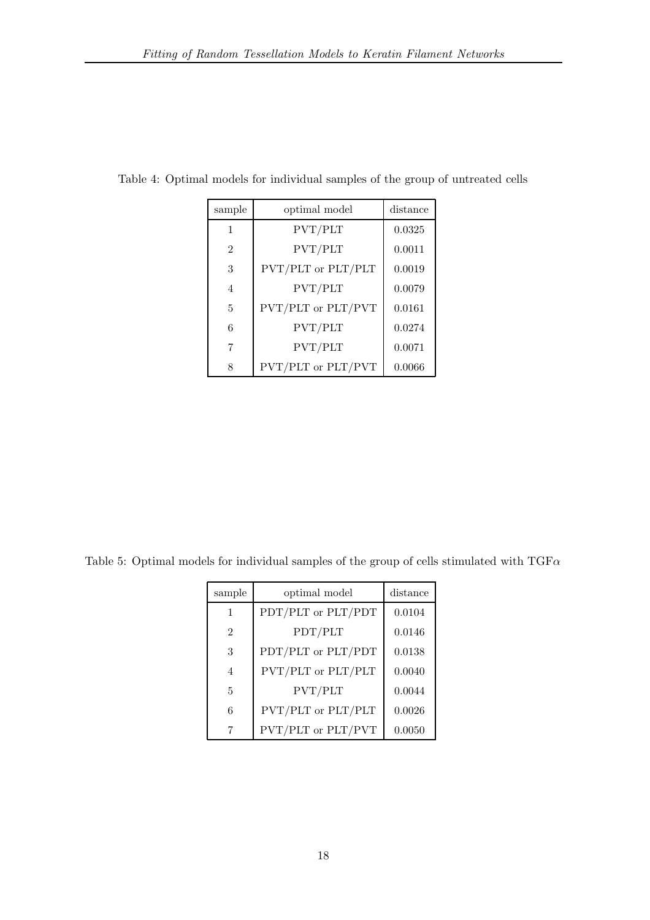Table 4: Optimal models for individual samples of the group of untreated cells

| sample | optimal model | distance |
|---|---|---|
| 1 | PVT/PLT | 0.0325 |
| 2 | PVT/PLT | 0.0011 |
| 3 | PVT/PLT or PLT/PLT | 0.0019 |
| 4 | PVT/PLT | 0.0079 |
| 5 | PVT/PLT or PLT/PVT | 0.0161 |
| 6 | PVT/PLT | 0.0274 |
| 7 | PVT/PLT | 0.0071 |
| 8 | PVT/PLT or PLT/PVT | 0.0066 |

Table 5: Optimal models for individual samples of the group of cells stimulated with TGF$\alpha$

| sample | optimal model | distance |
|---|---|---|
| 1 | PDT/PLT or PLT/PDT | 0.0104 |
| 2 | PDT/PLT | 0.0146 |
| 3 | PDT/PLT or PLT/PDT | 0.0138 |
| 4 | PVT/PLT or PLT/PLT | 0.0040 |
| 5 | PVT/PLT | 0.0044 |
| 6 | PVT/PLT or PLT/PLT | 0.0026 |
| 7 | PVT/PLT or PLT/PVT | 0.0050 |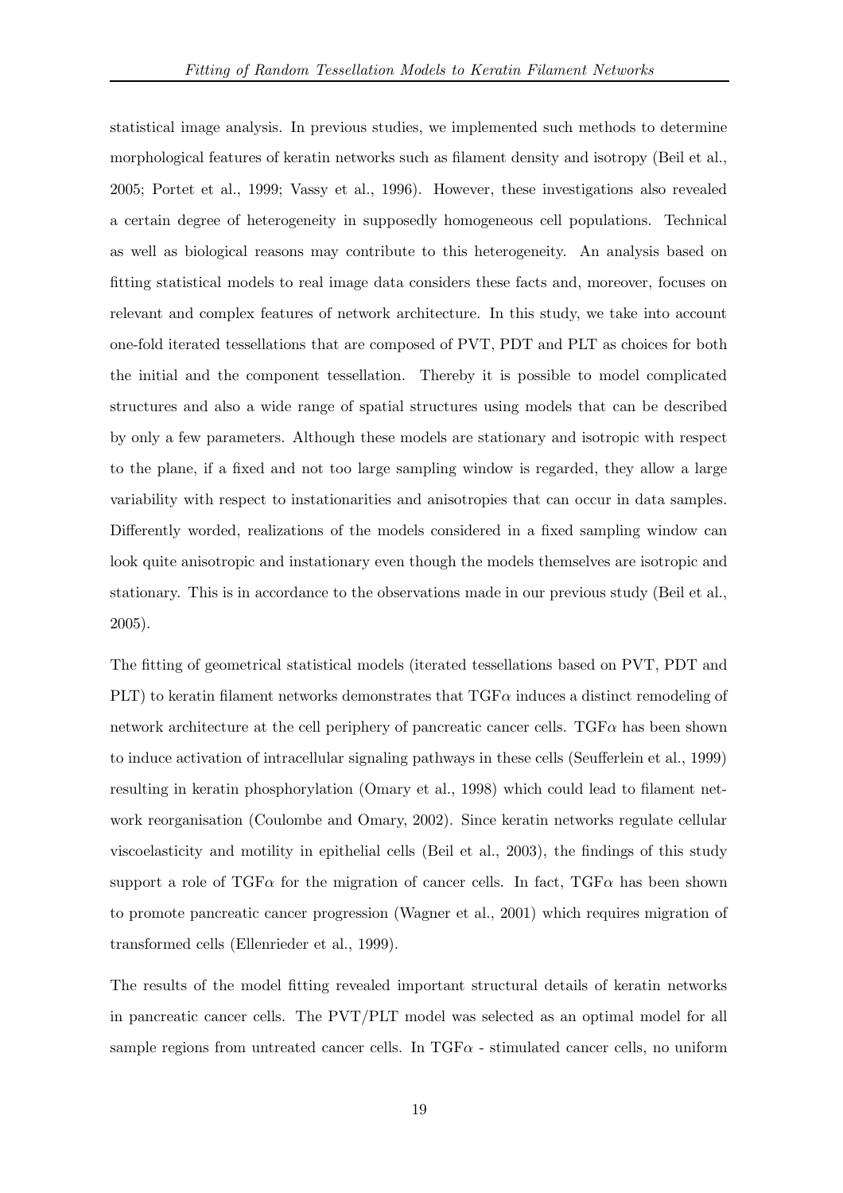statistical image analysis. In previous studies, we implemented such methods to determine morphological features of keratin networks such as filament density and isotropy (Beil et al., 2005; Portet et al., 1999; Vassy et al., 1996). However, these investigations also revealed a certain degree of heterogeneity in supposedly homogeneous cell populations. Technical as well as biological reasons may contribute to this heterogeneity. An analysis based on fitting statistical models to real image data considers these facts and, moreover, focuses on relevant and complex features of network architecture. In this study, we take into account one-fold iterated tessellations that are composed of PVT, PDT and PLT as choices for both the initial and the component tessellation. Thereby it is possible to model complicated structures and also a wide range of spatial structures using models that can be described by only a few parameters. Although these models are stationary and isotropic with respect to the plane, if a fixed and not too large sampling window is regarded, they allow a large variability with respect to instationarities and anisotropies that can occur in data samples. Differently worded, realizations of the models considered in a fixed sampling window can look quite anisotropic and instationary even though the models themselves are isotropic and stationary. This is in accordance to the observations made in our previous study (Beil et al., 2005).

The fitting of geometrical statistical models (iterated tessellations based on PVT, PDT and PLT) to keratin filament networks demonstrates that TGF$\alpha$ induces a distinct remodeling of network architecture at the cell periphery of pancreatic cancer cells. TGF$\alpha$ has been shown to induce activation of intracellular signaling pathways in these cells (Seufferlein et al., 1999) resulting in keratin phosphorylation (Omary et al., 1998) which could lead to filament network reorganisation (Coulombe and Omary, 2002). Since keratin networks regulate cellular viscoelasticity and motility in epithelial cells (Beil et al., 2003), the findings of this study support a role of TGF$\alpha$ for the migration of cancer cells. In fact, TGF$\alpha$ has been shown to promote pancreatic cancer progression (Wagner et al., 2001) which requires migration of transformed cells (Ellenrieder et al., 1999).

The results of the model fitting revealed important structural details of keratin networks in pancreatic cancer cells. The PVT/PLT model was selected as an optimal model for all sample regions from untreated cancer cells. In TGF$\alpha$ - stimulated cancer cells, no uniform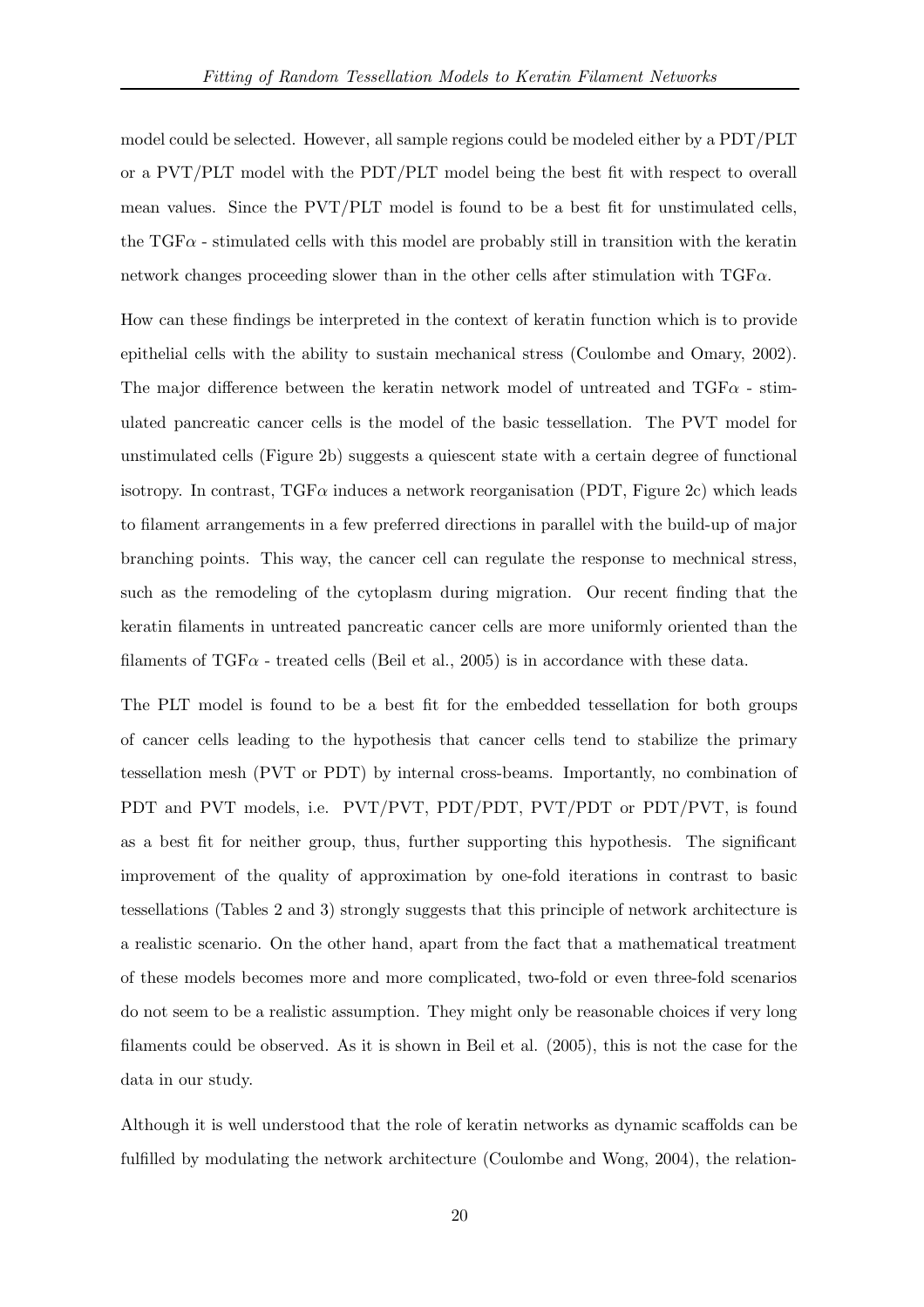model could be selected. However, all sample regions could be modeled either by a PDT/PLT or a PVT/PLT model with the PDT/PLT model being the best fit with respect to overall mean values. Since the PVT/PLT model is found to be a best fit for unstimulated cells, the TGF$\alpha$ - stimulated cells with this model are probably still in transition with the keratin network changes proceeding slower than in the other cells after stimulation with TGF$\alpha$.

How can these findings be interpreted in the context of keratin function which is to provide epithelial cells with the ability to sustain mechanical stress (Coulombe and Omary, 2002). The major difference between the keratin network model of untreated and TGF$\alpha$ - stimulated pancreatic cancer cells is the model of the basic tessellation. The PVT model for unstimulated cells (Figure 2b) suggests a quiescent state with a certain degree of functional isotropy. In contrast, TGF$\alpha$ induces a network reorganisation (PDT, Figure 2c) which leads to filament arrangements in a few preferred directions in parallel with the build-up of major branching points. This way, the cancer cell can regulate the response to mechnical stress, such as the remodeling of the cytoplasm during migration. Our recent finding that the keratin filaments in untreated pancreatic cancer cells are more uniformly oriented than the filaments of TGF$\alpha$ - treated cells (Beil et al., 2005) is in accordance with these data.

The PLT model is found to be a best fit for the embedded tessellation for both groups of cancer cells leading to the hypothesis that cancer cells tend to stabilize the primary tessellation mesh (PVT or PDT) by internal cross-beams. Importantly, no combination of PDT and PVT models, i.e. PVT/PVT, PDT/PDT, PVT/PDT or PDT/PVT, is found as a best fit for neither group, thus, further supporting this hypothesis. The significant improvement of the quality of approximation by one-fold iterations in contrast to basic tessellations (Tables 2 and 3) strongly suggests that this principle of network architecture is a realistic scenario. On the other hand, apart from the fact that a mathematical treatment of these models becomes more and more complicated, two-fold or even three-fold scenarios do not seem to be a realistic assumption. They might only be reasonable choices if very long filaments could be observed. As it is shown in Beil et al. (2005), this is not the case for the data in our study.

Although it is well understood that the role of keratin networks as dynamic scaffolds can be fulfilled by modulating the network architecture (Coulombe and Wong, 2004), the relation-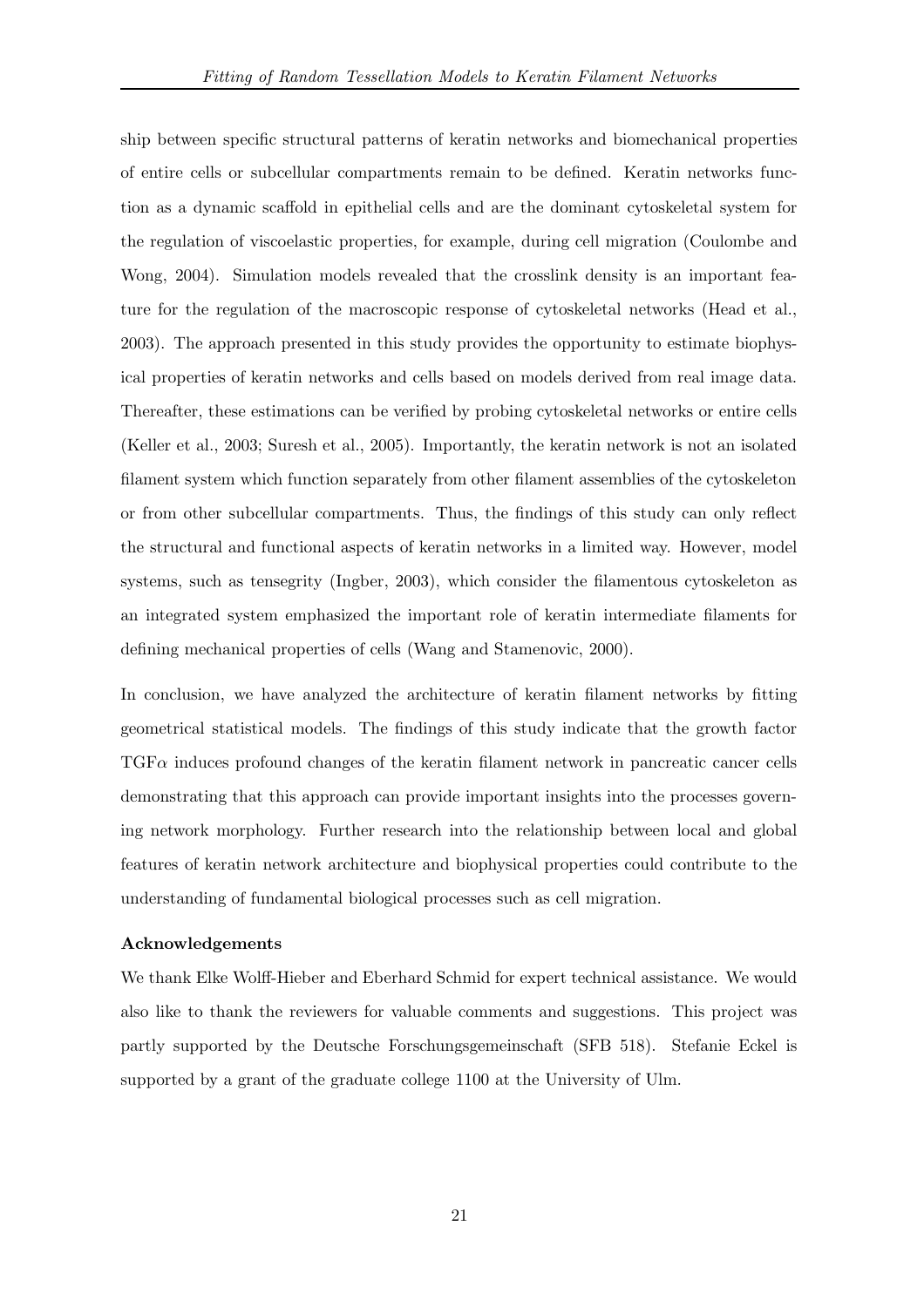ship between specific structural patterns of keratin networks and biomechanical properties of entire cells or subcellular compartments remain to be defined. Keratin networks function as a dynamic scaffold in epithelial cells and are the dominant cytoskeletal system for the regulation of viscoelastic properties, for example, during cell migration (Coulombe and Wong, 2004). Simulation models revealed that the crosslink density is an important feature for the regulation of the macroscopic response of cytoskeletal networks (Head et al., 2003). The approach presented in this study provides the opportunity to estimate biophysical properties of keratin networks and cells based on models derived from real image data. Thereafter, these estimations can be verified by probing cytoskeletal networks or entire cells (Keller et al., 2003; Suresh et al., 2005). Importantly, the keratin network is not an isolated filament system which function separately from other filament assemblies of the cytoskeleton or from other subcellular compartments. Thus, the findings of this study can only reflect the structural and functional aspects of keratin networks in a limited way. However, model systems, such as tensegrity (Ingber, 2003), which consider the filamentous cytoskeleton as an integrated system emphasized the important role of keratin intermediate filaments for defining mechanical properties of cells (Wang and Stamenovic, 2000).

In conclusion, we have analyzed the architecture of keratin filament networks by fitting geometrical statistical models. The findings of this study indicate that the growth factor TGF$\alpha$ induces profound changes of the keratin filament network in pancreatic cancer cells demonstrating that this approach can provide important insights into the processes governing network morphology. Further research into the relationship between local and global features of keratin network architecture and biophysical properties could contribute to the understanding of fundamental biological processes such as cell migration.

**Acknowledgements**

We thank Elke Wolff-Hieber and Eberhard Schmid for expert technical assistance. We would also like to thank the reviewers for valuable comments and suggestions. This project was partly supported by the Deutsche Forschungsgemeinschaft (SFB 518). Stefanie Eckel is supported by a grant of the graduate college 1100 at the University of Ulm.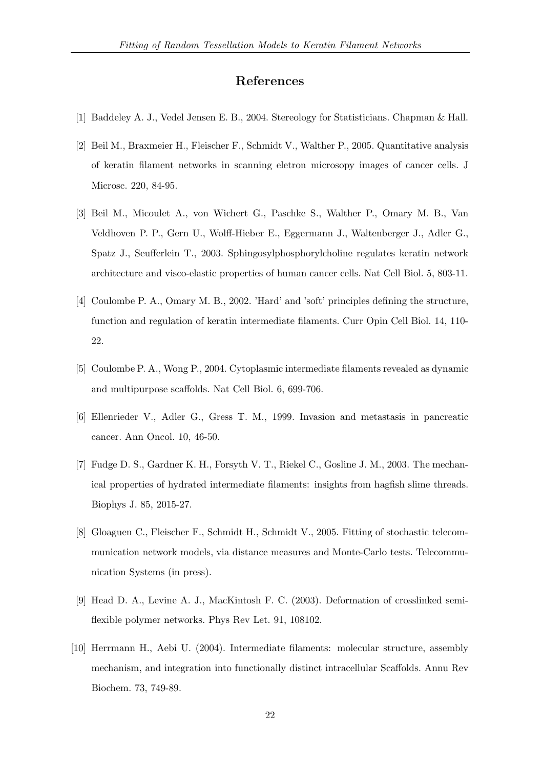## References

[1] Baddeley A. J., Vedel Jensen E. B., 2004. Stereology for Statisticians. Chapman & Hall.

[2] Beil M., Braxmeier H., Fleischer F., Schmidt V., Walther P., 2005. Quantitative analysis of keratin filament networks in scanning eletron microsopy images of cancer cells. J Microsc. 220, 84-95.

[3] Beil M., Micoulet A., von Wichert G., Paschke S., Walther P., Omary M. B., Van Veldhoven P. P., Gern U., Wolff-Hieber E., Eggermann J., Waltenberger J., Adler G., Spatz J., Seufferlein T., 2003. Sphingosylphosphorylcholine regulates keratin network architecture and visco-elastic properties of human cancer cells. Nat Cell Biol. 5, 803-11.

[4] Coulombe P. A., Omary M. B., 2002. 'Hard' and 'soft' principles defining the structure, function and regulation of keratin intermediate filaments. Curr Opin Cell Biol. 14, 110-22.

[5] Coulombe P. A., Wong P., 2004. Cytoplasmic intermediate filaments revealed as dynamic and multipurpose scaffolds. Nat Cell Biol. 6, 699-706.

[6] Ellenrieder V., Adler G., Gress T. M., 1999. Invasion and metastasis in pancreatic cancer. Ann Oncol. 10, 46-50.

[7] Fudge D. S., Gardner K. H., Forsyth V. T., Riekel C., Gosline J. M., 2003. The mechanical properties of hydrated intermediate filaments: insights from hagfish slime threads. Biophys J. 85, 2015-27.

[8] Gloaguen C., Fleischer F., Schmidt H., Schmidt V., 2005. Fitting of stochastic telecommunication network models, via distance measures and Monte-Carlo tests. Telecommunication Systems (in press).

[9] Head D. A., Levine A. J., MacKintosh F. C. (2003). Deformation of crosslinked semiflexible polymer networks. Phys Rev Let. 91, 108102.

[10] Herrmann H., Aebi U. (2004). Intermediate filaments: molecular structure, assembly mechanism, and integration into functionally distinct intracellular Scaffolds. Annu Rev Biochem. 73, 749-89.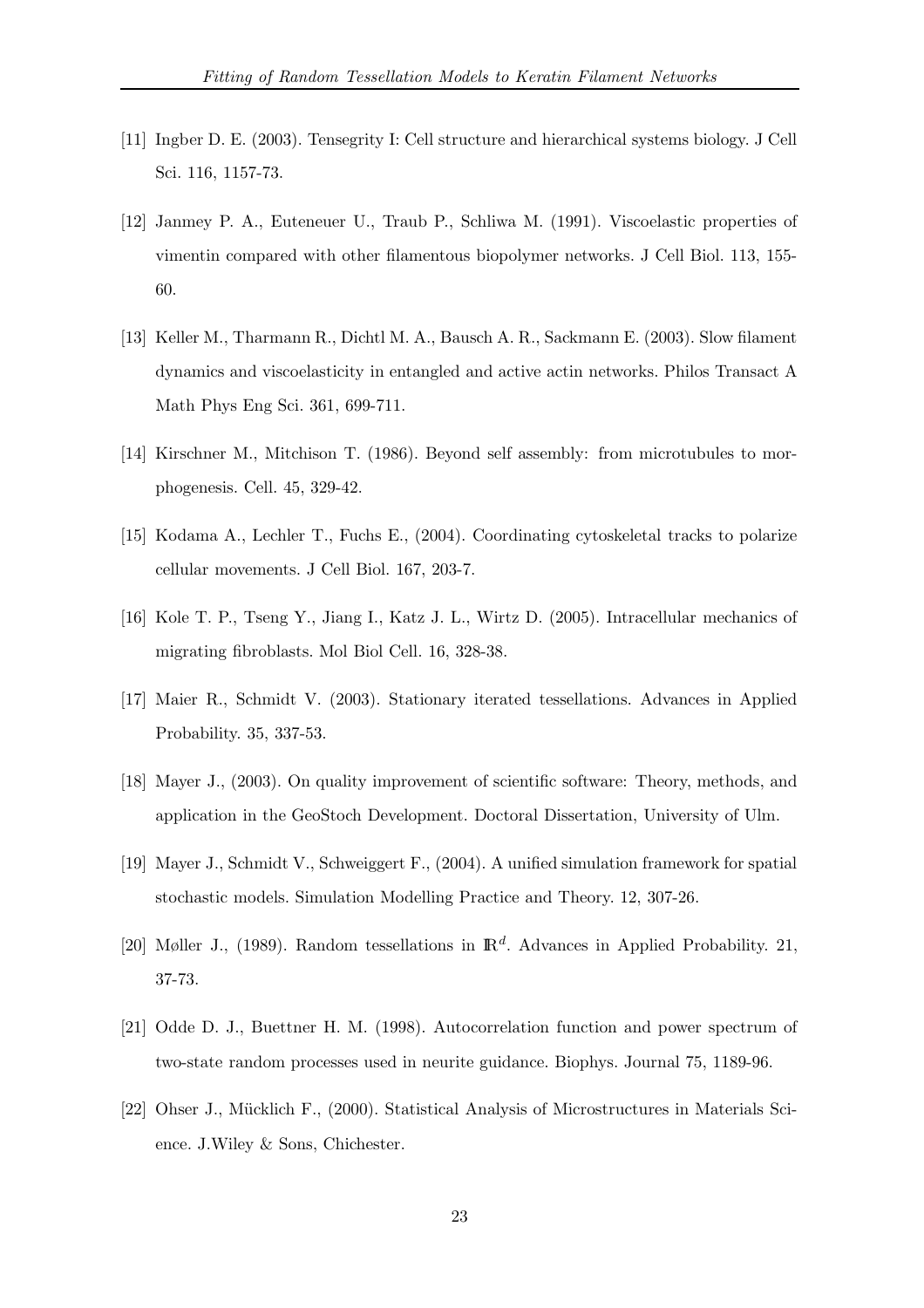[11] Ingber D. E. (2003). Tensegrity I: Cell structure and hierarchical systems biology. J Cell Sci. 116, 1157-73.

[12] Janmey P. A., Euteneuer U., Traub P., Schliwa M. (1991). Viscoelastic properties of vimentin compared with other filamentous biopolymer networks. J Cell Biol. 113, 155-60.

[13] Keller M., Tharmann R., Dichtl M. A., Bausch A. R., Sackmann E. (2003). Slow filament dynamics and viscoelasticity in entangled and active actin networks. Philos Transact A Math Phys Eng Sci. 361, 699-711.

[14] Kirschner M., Mitchison T. (1986). Beyond self assembly: from microtubules to morphogenesis. Cell. 45, 329-42.

[15] Kodama A., Lechler T., Fuchs E., (2004). Coordinating cytoskeletal tracks to polarize cellular movements. J Cell Biol. 167, 203-7.

[16] Kole T. P., Tseng Y., Jiang I., Katz J. L., Wirtz D. (2005). Intracellular mechanics of migrating fibroblasts. Mol Biol Cell. 16, 328-38.

[17] Maier R., Schmidt V. (2003). Stationary iterated tessellations. Advances in Applied Probability. 35, 337-53.

[18] Mayer J., (2003). On quality improvement of scientific software: Theory, methods, and application in the GeoStoch Development. Doctoral Dissertation, University of Ulm.

[19] Mayer J., Schmidt V., Schweiggert F., (2004). A unified simulation framework for spatial stochastic models. Simulation Modelling Practice and Theory. 12, 307-26.

[20] Møller J., (1989). Random tessellations in $\mathbb{R}^d$. Advances in Applied Probability. 21, 37-73.

[21] Odde D. J., Buettner H. M. (1998). Autocorrelation function and power spectrum of two-state random processes used in neurite guidance. Biophys. Journal 75, 1189-96.

[22] Ohser J., Mücklich F., (2000). Statistical Analysis of Microstructures in Materials Science. J.Wiley & Sons, Chichester.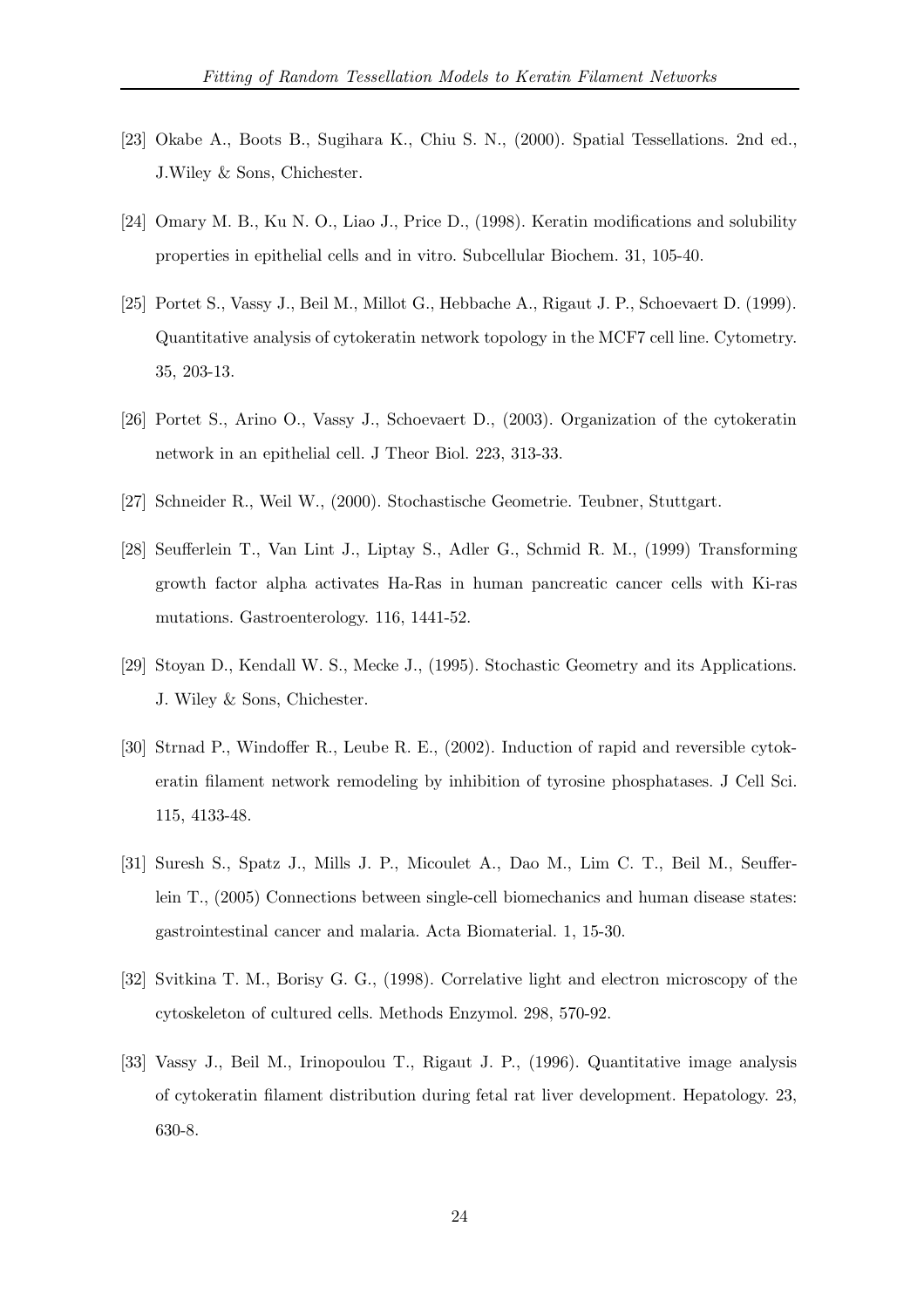[23] Okabe A., Boots B., Sugihara K., Chiu S. N., (2000). Spatial Tessellations. 2nd ed., J.Wiley & Sons, Chichester.

[24] Omary M. B., Ku N. O., Liao J., Price D., (1998). Keratin modifications and solubility properties in epithelial cells and in vitro. Subcellular Biochem. 31, 105-40.

[25] Portet S., Vassy J., Beil M., Millot G., Hebbache A., Rigaut J. P., Schoevaert D. (1999). Quantitative analysis of cytokeratin network topology in the MCF7 cell line. Cytometry. 35, 203-13.

[26] Portet S., Arino O., Vassy J., Schoevaert D., (2003). Organization of the cytokeratin network in an epithelial cell. J Theor Biol. 223, 313-33.

[27] Schneider R., Weil W., (2000). Stochastische Geometrie. Teubner, Stuttgart.

[28] Seufferlein T., Van Lint J., Liptay S., Adler G., Schmid R. M., (1999) Transforming growth factor alpha activates Ha-Ras in human pancreatic cancer cells with Ki-ras mutations. Gastroenterology. 116, 1441-52.

[29] Stoyan D., Kendall W. S., Mecke J., (1995). Stochastic Geometry and its Applications. J. Wiley & Sons, Chichester.

[30] Strnad P., Windoffer R., Leube R. E., (2002). Induction of rapid and reversible cytokeratin filament network remodeling by inhibition of tyrosine phosphatases. J Cell Sci. 115, 4133-48.

[31] Suresh S., Spatz J., Mills J. P., Micoulet A., Dao M., Lim C. T., Beil M., Seufferlein T., (2005) Connections between single-cell biomechanics and human disease states: gastrointestinal cancer and malaria. Acta Biomaterial. 1, 15-30.

[32] Svitkina T. M., Borisy G. G., (1998). Correlative light and electron microscopy of the cytoskeleton of cultured cells. Methods Enzymol. 298, 570-92.

[33] Vassy J., Beil M., Irinopoulou T., Rigaut J. P., (1996). Quantitative image analysis of cytokeratin filament distribution during fetal rat liver development. Hepatology. 23, 630-8.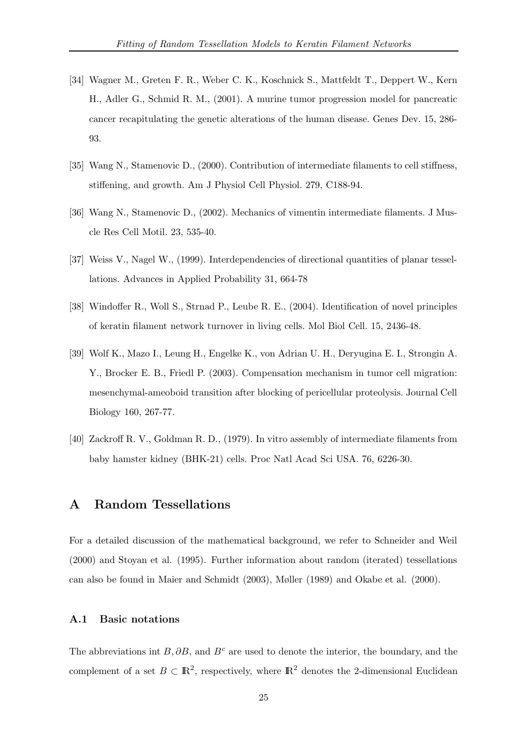[34] Wagner M., Greten F. R., Weber C. K., Koschnick S., Mattfeldt T., Deppert W., Kern H., Adler G., Schmid R. M., (2001). A murine tumor progression model for pancreatic cancer recapitulating the genetic alterations of the human disease. Genes Dev. 15, 286-93.

[35] Wang N., Stamenovic D., (2000). Contribution of intermediate filaments to cell stiffness, stiffening, and growth. Am J Physiol Cell Physiol. 279, C188-94.

[36] Wang N., Stamenovic D., (2002). Mechanics of vimentin intermediate filaments. J Muscle Res Cell Motil. 23, 535-40.

[37] Weiss V., Nagel W., (1999). Interdependencies of directional quantities of planar tessellations. Advances in Applied Probability 31, 664-78

[38] Windoffer R., Woll S., Strnad P., Leube R. E., (2004). Identification of novel principles of keratin filament network turnover in living cells. Mol Biol Cell. 15, 2436-48.

[39] Wolf K., Mazo I., Leung H., Engelke K., von Adrian U. H., Deryugina E. I., Strongin A. Y., Brocker E. B., Friedl P. (2003). Compensation mechanism in tumor cell migration: mesenchymal-ameoboid transition after blocking of pericellular proteolysis. Journal Cell Biology 160, 267-77.

[40] Zackroff R. V., Goldman R. D., (1979). In vitro assembly of intermediate filaments from baby hamster kidney (BHK-21) cells. Proc Natl Acad Sci USA. 76, 6226-30.

# A Random Tessellations

For a detailed discussion of the mathematical background, we refer to Schneider and Weil (2000) and Stoyan et al. (1995). Further information about random (iterated) tessellations can also be found in Maier and Schmidt (2003), Møller (1989) and Okabe et al. (2000).

## A.1 Basic notations

The abbreviations int $B, \partial B$, and $B^c$ are used to denote the interior, the boundary, and the complement of a set $B \subset \mathbb{R}^2$, respectively, where $\mathbb{R}^2$ denotes the 2-dimensional Euclidean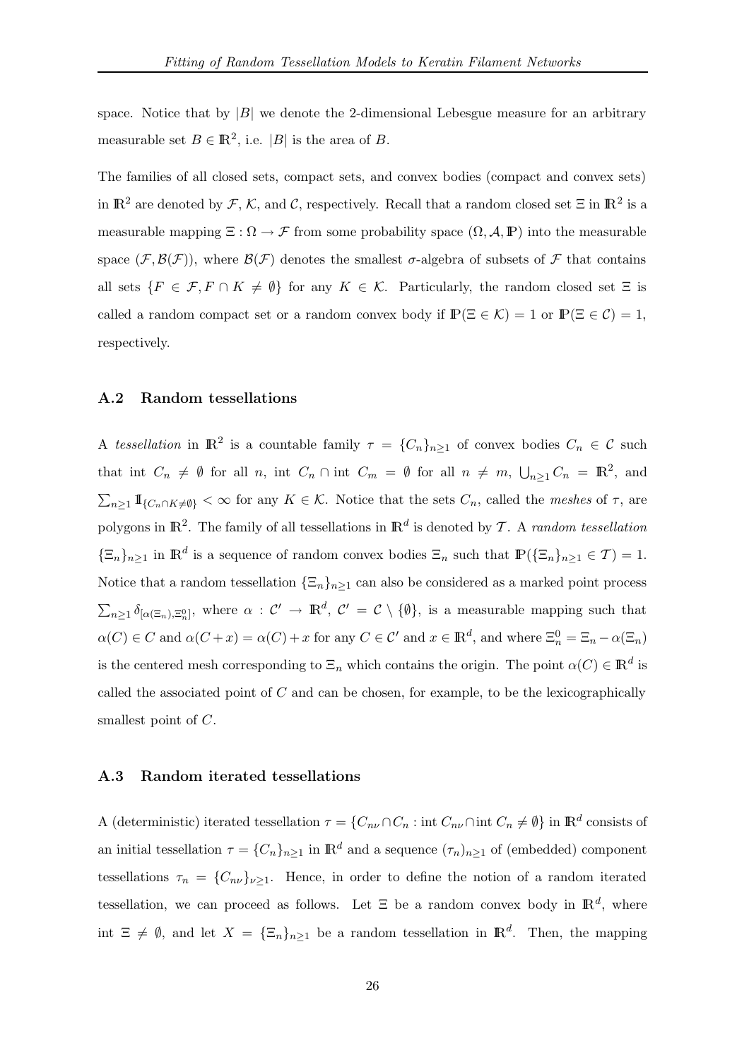space. Notice that by $|B|$ we denote the 2-dimensional Lebesgue measure for an arbitrary measurable set $B \in \mathbb{R}^2$, i.e. $|B|$ is the area of $B$.

The families of all closed sets, compact sets, and convex bodies (compact and convex sets) in $\mathbb{R}^2$ are denoted by $\mathcal{F}$, $\mathcal{K}$, and $\mathcal{C}$, respectively. Recall that a random closed set $\Xi$ in $\mathbb{R}^2$ is a measurable mapping $\Xi : \Omega \to \mathcal{F}$ from some probability space $(\Omega, \mathcal{A}, \mathbb{P})$ into the measurable space $(\mathcal{F}, \mathcal{B}(\mathcal{F}))$, where $\mathcal{B}(\mathcal{F})$ denotes the smallest $\sigma$-algebra of subsets of $\mathcal{F}$ that contains all sets $\{F \in \mathcal{F}, F \cap K \neq \emptyset\}$ for any $K \in \mathcal{K}$. Particularly, the random closed set $\Xi$ is called a random compact set or a random convex body if $\mathbb{P}(\Xi \in \mathcal{K}) = 1$ or $\mathbb{P}(\Xi \in \mathcal{C}) = 1$, respectively.

### A.2 Random tessellations

A *tessellation* in $\mathbb{R}^2$ is a countable family $\tau = \{C_n\}_{n \geq 1}$ of convex bodies $C_n \in \mathcal{C}$ such that int $C_n \neq \emptyset$ for all $n$, int $C_n \cap$ int $C_m = \emptyset$ for all $n \neq m$, $\bigcup_{n \geq 1} C_n = \mathbb{R}^2$, and $\sum_{n \geq 1} \mathbb{1}_{\{C_n \cap K \neq \emptyset\}} < \infty$ for any $K \in \mathcal{K}$. Notice that the sets $C_n$, called the *meshes* of $\tau$, are polygons in $\mathbb{R}^2$. The family of all tessellations in $\mathbb{R}^d$ is denoted by $\mathcal{T}$. A *random tessellation* $\{\Xi_n\}_{n \geq 1}$ in $\mathbb{R}^d$ is a sequence of random convex bodies $\Xi_n$ such that $\mathbb{P}(\{\Xi_n\}_{n \geq 1} \in \mathcal{T}) = 1$. Notice that a random tessellation $\{\Xi_n\}_{n \geq 1}$ can also be considered as a marked point process $\sum_{n \geq 1} \delta_{[\alpha(\Xi_n), \Xi_n^0]}$, where $\alpha : \mathcal{C}' \to \mathbb{R}^d$, $\mathcal{C}' = \mathcal{C} \setminus \{\emptyset\}$, is a measurable mapping such that $\alpha(C) \in C$ and $\alpha(C + x) = \alpha(C) + x$ for any $C \in \mathcal{C}'$ and $x \in \mathbb{R}^d$, and where $\Xi_n^0 = \Xi_n - \alpha(\Xi_n)$ is the centered mesh corresponding to $\Xi_n$ which contains the origin. The point $\alpha(C) \in \mathbb{R}^d$ is called the associated point of $C$ and can be chosen, for example, to be the lexicographically smallest point of $C$.

### A.3 Random iterated tessellations

A (deterministic) iterated tessellation $\tau = \{C_{n\nu} \cap C_n : \text{int } C_{n\nu} \cap \text{int } C_n \neq \emptyset\}$ in $\mathbb{R}^d$ consists of an initial tessellation $\tau = \{C_n\}_{n \geq 1}$ in $\mathbb{R}^d$ and a sequence $(\tau_n)_{n \geq 1}$ of (embedded) component tessellations $\tau_n = \{C_{n\nu}\}_{\nu \geq 1}$. Hence, in order to define the notion of a random iterated tessellation, we can proceed as follows. Let $\Xi$ be a random convex body in $\mathbb{R}^d$, where int $\Xi \neq \emptyset$, and let $X = \{\Xi_n\}_{n \geq 1}$ be a random tessellation in $\mathbb{R}^d$. Then, the mapping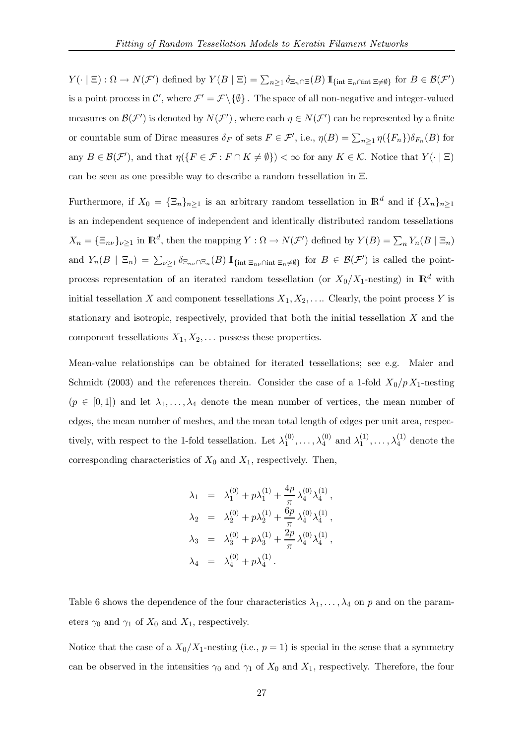$Y(\cdot \mid \Xi) : \Omega \to N(\mathcal{F}')$ defined by $Y(B \mid \Xi) = \sum_{n\geq 1} \delta_{\Xi_n \cap \Xi}(B)\, \mathbb{1}_{\{\text{int}\ \Xi_n \cap \text{int}\ \Xi \neq \emptyset\}}$ for $B \in \mathcal{B}(\mathcal{F}')$ is a point process in $\mathcal{C}'$, where $\mathcal{F}' = \mathcal{F} \setminus \{\emptyset\}$. The space of all non-negative and integer-valued measures on $\mathcal{B}(\mathcal{F}')$ is denoted by $N(\mathcal{F}')$, where each $\eta \in N(\mathcal{F}')$ can be represented by a finite or countable sum of Dirac measures $\delta_F$ of sets $F \in \mathcal{F}'$, i.e., $\eta(B) = \sum_{n\geq 1} \eta(\{F_n\})\delta_{F_n}(B)$ for any $B \in \mathcal{B}(\mathcal{F}')$, and that $\eta(\{F \in \mathcal{F} : F \cap K \neq \emptyset\}) < \infty$ for any $K \in \mathcal{K}$. Notice that $Y(\cdot \mid \Xi)$ can be seen as one possible way to describe a random tessellation in $\Xi$.

Furthermore, if $X_0 = \{\Xi_n\}_{n\geq 1}$ is an arbitrary random tessellation in $\mathbb{R}^d$ and if $\{X_n\}_{n\geq 1}$ is an independent sequence of independent and identically distributed random tessellations $X_n = \{\Xi_{n\nu}\}_{\nu\geq 1}$ in $\mathbb{R}^d$, then the mapping $Y : \Omega \to N(\mathcal{F}')$ defined by $Y(B) = \sum_n Y_n(B \mid \Xi_n)$ and $Y_n(B \mid \Xi_n) = \sum_{\nu\geq 1} \delta_{\Xi_{n\nu}\cap \Xi_n}(B)\, \mathbb{1}_{\{\text{int}\ \Xi_{n\nu} \cap \text{int}\ \Xi_n \neq \emptyset\}}$ for $B \in \mathcal{B}(\mathcal{F}')$ is called the point-process representation of an iterated random tessellation (or $X_0/X_1$-nesting) in $\mathbb{R}^d$ with initial tessellation $X$ and component tessellations $X_1, X_2, \ldots$. Clearly, the point process $Y$ is stationary and isotropic, respectively, provided that both the initial tessellation $X$ and the component tessellations $X_1, X_2, \ldots$ possess these properties.

Mean-value relationships can be obtained for iterated tessellations; see e.g. Maier and Schmidt (2003) and the references therein. Consider the case of a 1-fold $X_0/p\,X_1$-nesting ($p \in [0, 1]$) and let $\lambda_1, \ldots, \lambda_4$ denote the mean number of vertices, the mean number of edges, the mean number of meshes, and the mean total length of edges per unit area, respectively, with respect to the 1-fold tessellation. Let $\lambda_1^{(0)}, \ldots, \lambda_4^{(0)}$ and $\lambda_1^{(1)}, \ldots, \lambda_4^{(1)}$ denote the corresponding characteristics of $X_0$ and $X_1$, respectively. Then,

$$
\begin{aligned}
\lambda_1 &= \lambda_1^{(0)} + p\lambda_1^{(1)} + \frac{4p}{\pi}\,\lambda_4^{(0)}\lambda_4^{(1)}\,, \\
\lambda_2 &= \lambda_2^{(0)} + p\lambda_2^{(1)} + \frac{6p}{\pi}\,\lambda_4^{(0)}\lambda_4^{(1)}\,, \\
\lambda_3 &= \lambda_3^{(0)} + p\lambda_3^{(1)} + \frac{2p}{\pi}\,\lambda_4^{(0)}\lambda_4^{(1)}\,, \\
\lambda_4 &= \lambda_4^{(0)} + p\lambda_4^{(1)}\,.
\end{aligned}
$$

Table 6 shows the dependence of the four characteristics $\lambda_1, \ldots, \lambda_4$ on $p$ and on the parameters $\gamma_0$ and $\gamma_1$ of $X_0$ and $X_1$, respectively.

Notice that the case of a $X_0/X_1$-nesting (i.e., $p = 1$) is special in the sense that a symmetry can be observed in the intensities $\gamma_0$ and $\gamma_1$ of $X_0$ and $X_1$, respectively. Therefore, the four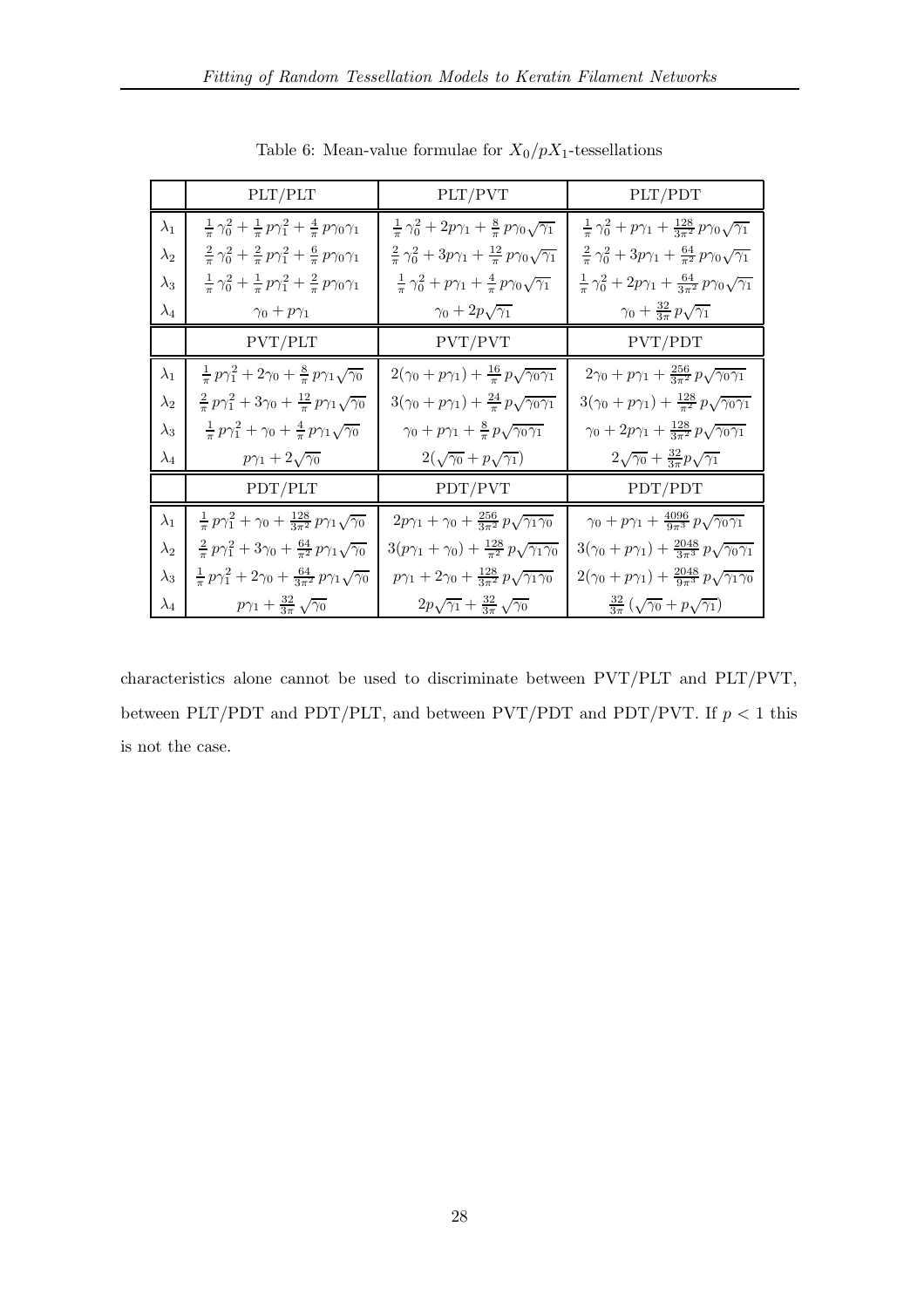Table 6: Mean-value formulae for $X_0/pX_1$-tessellations

| | PLT/PLT | PLT/PVT | PLT/PDT |
|---|---|---|---|
| $\lambda_1$ | $\frac{1}{\pi}\gamma_0^2 + \frac{1}{\pi}p\gamma_1^2 + \frac{4}{\pi}p\gamma_0\gamma_1$ | $\frac{1}{\pi}\gamma_0^2 + 2p\gamma_1 + \frac{8}{\pi}p\gamma_0\sqrt{\gamma_1}$ | $\frac{1}{\pi}\gamma_0^2 + p\gamma_1 + \frac{128}{3\pi^2}p\gamma_0\sqrt{\gamma_1}$ |
| $\lambda_2$ | $\frac{2}{\pi}\gamma_0^2 + \frac{2}{\pi}p\gamma_1^2 + \frac{6}{\pi}p\gamma_0\gamma_1$ | $\frac{2}{\pi}\gamma_0^2 + 3p\gamma_1 + \frac{12}{\pi}p\gamma_0\sqrt{\gamma_1}$ | $\frac{2}{\pi}\gamma_0^2 + 3p\gamma_1 + \frac{64}{\pi^2}p\gamma_0\sqrt{\gamma_1}$ |
| $\lambda_3$ | $\frac{1}{\pi}\gamma_0^2 + \frac{1}{\pi}p\gamma_1^2 + \frac{2}{\pi}p\gamma_0\gamma_1$ | $\frac{1}{\pi}\gamma_0^2 + p\gamma_1 + \frac{4}{\pi}p\gamma_0\sqrt{\gamma_1}$ | $\frac{1}{\pi}\gamma_0^2 + 2p\gamma_1 + \frac{64}{3\pi^2}p\gamma_0\sqrt{\gamma_1}$ |
| $\lambda_4$ | $\gamma_0 + p\gamma_1$ | $\gamma_0 + 2p\sqrt{\gamma_1}$ | $\gamma_0 + \frac{32}{3\pi}p\sqrt{\gamma_1}$ |
| | PVT/PLT | PVT/PVT | PVT/PDT |
| $\lambda_1$ | $\frac{1}{\pi}p\gamma_1^2 + 2\gamma_0 + \frac{8}{\pi}p\gamma_1\sqrt{\gamma_0}$ | $2(\gamma_0 + p\gamma_1) + \frac{16}{\pi}p\sqrt{\gamma_0\gamma_1}$ | $2\gamma_0 + p\gamma_1 + \frac{256}{3\pi^2}p\sqrt{\gamma_0\gamma_1}$ |
| $\lambda_2$ | $\frac{2}{\pi}p\gamma_1^2 + 3\gamma_0 + \frac{12}{\pi}p\gamma_1\sqrt{\gamma_0}$ | $3(\gamma_0 + p\gamma_1) + \frac{24}{\pi}p\sqrt{\gamma_0\gamma_1}$ | $3(\gamma_0 + p\gamma_1) + \frac{128}{\pi^2}p\sqrt{\gamma_0\gamma_1}$ |
| $\lambda_3$ | $\frac{1}{\pi}p\gamma_1^2 + \gamma_0 + \frac{4}{\pi}p\gamma_1\sqrt{\gamma_0}$ | $\gamma_0 + p\gamma_1 + \frac{8}{\pi}p\sqrt{\gamma_0\gamma_1}$ | $\gamma_0 + 2p\gamma_1 + \frac{128}{3\pi^2}p\sqrt{\gamma_0\gamma_1}$ |
| $\lambda_4$ | $p\gamma_1 + 2\sqrt{\gamma_0}$ | $2(\sqrt{\gamma_0} + p\sqrt{\gamma_1})$ | $2\sqrt{\gamma_0} + \frac{32}{3\pi}p\sqrt{\gamma_1}$ |
| | PDT/PLT | PDT/PVT | PDT/PDT |
| $\lambda_1$ | $\frac{1}{\pi}p\gamma_1^2 + \gamma_0 + \frac{128}{3\pi^2}p\gamma_1\sqrt{\gamma_0}$ | $2p\gamma_1 + \gamma_0 + \frac{256}{3\pi^2}p\sqrt{\gamma_1\gamma_0}$ | $\gamma_0 + p\gamma_1 + \frac{4096}{9\pi^3}p\sqrt{\gamma_0\gamma_1}$ |
| $\lambda_2$ | $\frac{2}{\pi}p\gamma_1^2 + 3\gamma_0 + \frac{64}{\pi^2}p\gamma_1\sqrt{\gamma_0}$ | $3(p\gamma_1 + \gamma_0) + \frac{128}{\pi^2}p\sqrt{\gamma_1\gamma_0}$ | $3(\gamma_0 + p\gamma_1) + \frac{2048}{3\pi^3}p\sqrt{\gamma_0\gamma_1}$ |
| $\lambda_3$ | $\frac{1}{\pi}p\gamma_1^2 + 2\gamma_0 + \frac{64}{3\pi^2}p\gamma_1\sqrt{\gamma_0}$ | $p\gamma_1 + 2\gamma_0 + \frac{128}{3\pi^2}p\sqrt{\gamma_1\gamma_0}$ | $2(\gamma_0 + p\gamma_1) + \frac{2048}{9\pi^3}p\sqrt{\gamma_1\gamma_0}$ |
| $\lambda_4$ | $p\gamma_1 + \frac{32}{3\pi}\sqrt{\gamma_0}$ | $2p\sqrt{\gamma_1} + \frac{32}{3\pi}\sqrt{\gamma_0}$ | $\frac{32}{3\pi}(\sqrt{\gamma_0} + p\sqrt{\gamma_1})$ |

characteristics alone cannot be used to discriminate between PVT/PLT and PLT/PVT, between PLT/PDT and PDT/PLT, and between PVT/PDT and PDT/PVT. If $p < 1$ this is not the case.